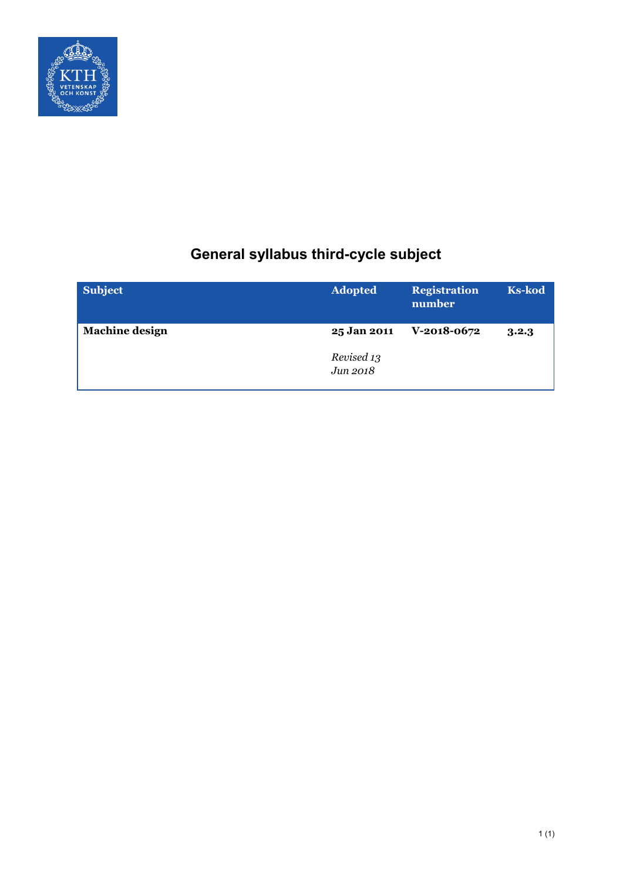# General syllabus third-cycle subject

| Subject | Adopted | Registration number | Ks-kod |
|---|---|---|---|
| **Machine design** | **25 Jan 2011**<br><br>*Revised 13 Jun 2018* | **V-2018-0672** | **3.2.3** |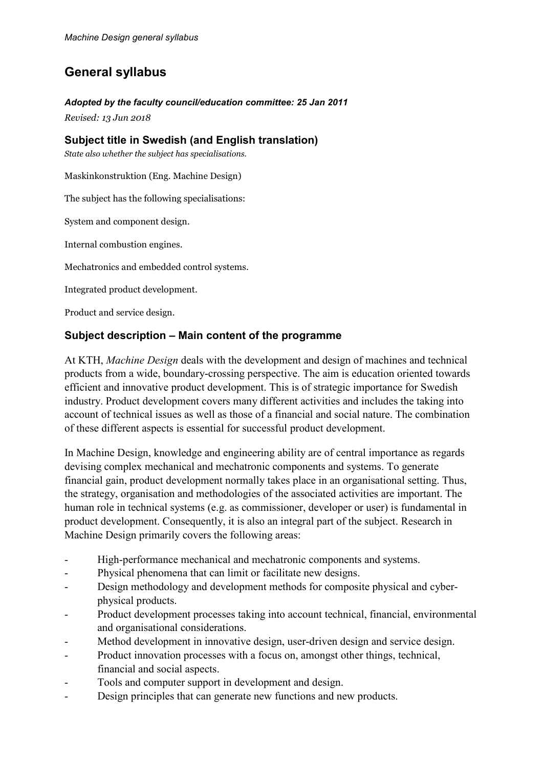# General syllabus

***Adopted by the faculty council/education committee: 25 Jan 2011***

*Revised: 13 Jun 2018*

## Subject title in Swedish (and English translation)

*State also whether the subject has specialisations.*

Maskinkonstruktion (Eng. Machine Design)

The subject has the following specialisations:

System and component design.

Internal combustion engines.

Mechatronics and embedded control systems.

Integrated product development.

Product and service design.

## Subject description – Main content of the programme

At KTH, *Machine Design* deals with the development and design of machines and technical products from a wide, boundary-crossing perspective. The aim is education oriented towards efficient and innovative product development. This is of strategic importance for Swedish industry. Product development covers many different activities and includes the taking into account of technical issues as well as those of a financial and social nature. The combination of these different aspects is essential for successful product development.

In Machine Design, knowledge and engineering ability are of central importance as regards devising complex mechanical and mechatronic components and systems. To generate financial gain, product development normally takes place in an organisational setting. Thus, the strategy, organisation and methodologies of the associated activities are important. The human role in technical systems (e.g. as commissioner, developer or user) is fundamental in product development. Consequently, it is also an integral part of the subject. Research in Machine Design primarily covers the following areas:

- High-performance mechanical and mechatronic components and systems.
- Physical phenomena that can limit or facilitate new designs.
- Design methodology and development methods for composite physical and cyber-physical products.
- Product development processes taking into account technical, financial, environmental and organisational considerations.
- Method development in innovative design, user-driven design and service design.
- Product innovation processes with a focus on, amongst other things, technical, financial and social aspects.
- Tools and computer support in development and design.
- Design principles that can generate new functions and new products.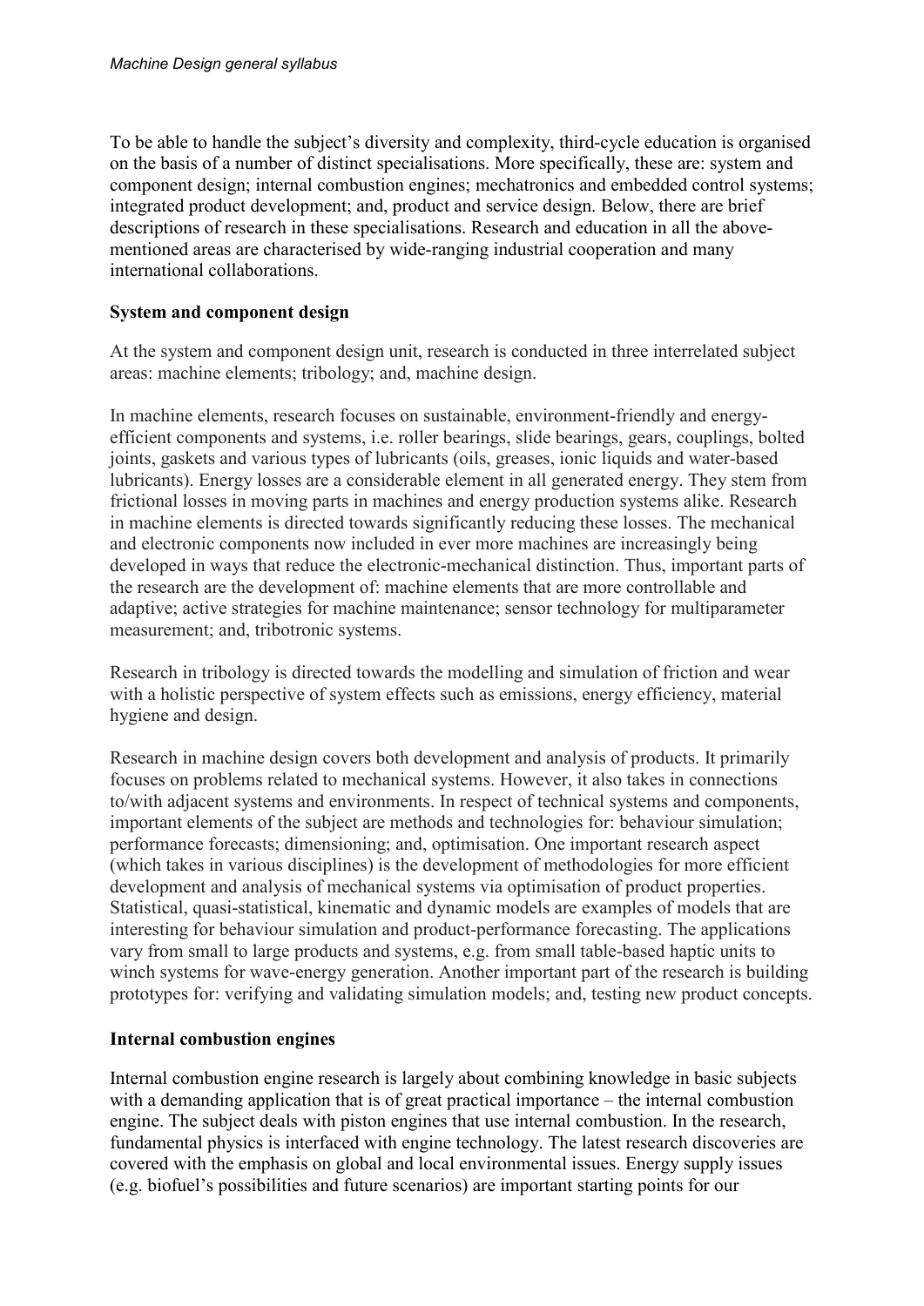To be able to handle the subject's diversity and complexity, third-cycle education is organised on the basis of a number of distinct specialisations. More specifically, these are: system and component design; internal combustion engines; mechatronics and embedded control systems; integrated product development; and, product and service design. Below, there are brief descriptions of research in these specialisations. Research and education in all the above-mentioned areas are characterised by wide-ranging industrial cooperation and many international collaborations.

**System and component design**

At the system and component design unit, research is conducted in three interrelated subject areas: machine elements; tribology; and, machine design.

In machine elements, research focuses on sustainable, environment-friendly and energy-efficient components and systems, i.e. roller bearings, slide bearings, gears, couplings, bolted joints, gaskets and various types of lubricants (oils, greases, ionic liquids and water-based lubricants). Energy losses are a considerable element in all generated energy. They stem from frictional losses in moving parts in machines and energy production systems alike. Research in machine elements is directed towards significantly reducing these losses. The mechanical and electronic components now included in ever more machines are increasingly being developed in ways that reduce the electronic-mechanical distinction. Thus, important parts of the research are the development of: machine elements that are more controllable and adaptive; active strategies for machine maintenance; sensor technology for multiparameter measurement; and, tribotronic systems.

Research in tribology is directed towards the modelling and simulation of friction and wear with a holistic perspective of system effects such as emissions, energy efficiency, material hygiene and design.

Research in machine design covers both development and analysis of products. It primarily focuses on problems related to mechanical systems. However, it also takes in connections to/with adjacent systems and environments. In respect of technical systems and components, important elements of the subject are methods and technologies for: behaviour simulation; performance forecasts; dimensioning; and, optimisation. One important research aspect (which takes in various disciplines) is the development of methodologies for more efficient development and analysis of mechanical systems via optimisation of product properties. Statistical, quasi-statistical, kinematic and dynamic models are examples of models that are interesting for behaviour simulation and product-performance forecasting. The applications vary from small to large products and systems, e.g. from small table-based haptic units to winch systems for wave-energy generation. Another important part of the research is building prototypes for: verifying and validating simulation models; and, testing new product concepts.

**Internal combustion engines**

Internal combustion engine research is largely about combining knowledge in basic subjects with a demanding application that is of great practical importance – the internal combustion engine. The subject deals with piston engines that use internal combustion. In the research, fundamental physics is interfaced with engine technology. The latest research discoveries are covered with the emphasis on global and local environmental issues. Energy supply issues (e.g. biofuel's possibilities and future scenarios) are important starting points for our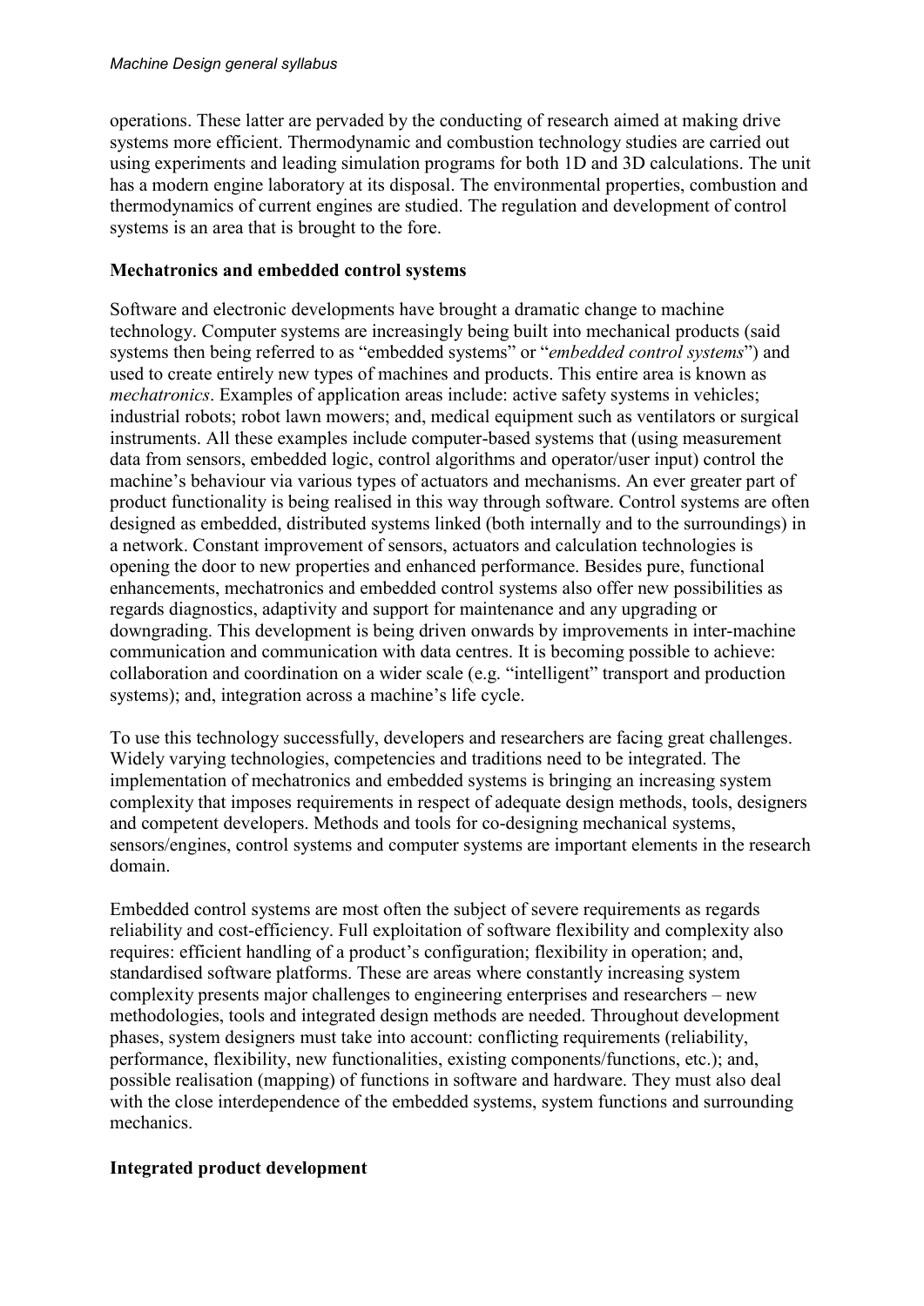operations. These latter are pervaded by the conducting of research aimed at making drive systems more efficient. Thermodynamic and combustion technology studies are carried out using experiments and leading simulation programs for both 1D and 3D calculations. The unit has a modern engine laboratory at its disposal. The environmental properties, combustion and thermodynamics of current engines are studied. The regulation and development of control systems is an area that is brought to the fore.

**Mechatronics and embedded control systems**

Software and electronic developments have brought a dramatic change to machine technology. Computer systems are increasingly being built into mechanical products (said systems then being referred to as "embedded systems" or "*embedded control systems*") and used to create entirely new types of machines and products. This entire area is known as *mechatronics*. Examples of application areas include: active safety systems in vehicles; industrial robots; robot lawn mowers; and, medical equipment such as ventilators or surgical instruments. All these examples include computer-based systems that (using measurement data from sensors, embedded logic, control algorithms and operator/user input) control the machine's behaviour via various types of actuators and mechanisms. An ever greater part of product functionality is being realised in this way through software. Control systems are often designed as embedded, distributed systems linked (both internally and to the surroundings) in a network. Constant improvement of sensors, actuators and calculation technologies is opening the door to new properties and enhanced performance. Besides pure, functional enhancements, mechatronics and embedded control systems also offer new possibilities as regards diagnostics, adaptivity and support for maintenance and any upgrading or downgrading. This development is being driven onwards by improvements in inter-machine communication and communication with data centres. It is becoming possible to achieve: collaboration and coordination on a wider scale (e.g. "intelligent" transport and production systems); and, integration across a machine's life cycle.

To use this technology successfully, developers and researchers are facing great challenges. Widely varying technologies, competencies and traditions need to be integrated. The implementation of mechatronics and embedded systems is bringing an increasing system complexity that imposes requirements in respect of adequate design methods, tools, designers and competent developers. Methods and tools for co-designing mechanical systems, sensors/engines, control systems and computer systems are important elements in the research domain.

Embedded control systems are most often the subject of severe requirements as regards reliability and cost-efficiency. Full exploitation of software flexibility and complexity also requires: efficient handling of a product's configuration; flexibility in operation; and, standardised software platforms. These are areas where constantly increasing system complexity presents major challenges to engineering enterprises and researchers – new methodologies, tools and integrated design methods are needed. Throughout development phases, system designers must take into account: conflicting requirements (reliability, performance, flexibility, new functionalities, existing components/functions, etc.); and, possible realisation (mapping) of functions in software and hardware. They must also deal with the close interdependence of the embedded systems, system functions and surrounding mechanics.

**Integrated product development**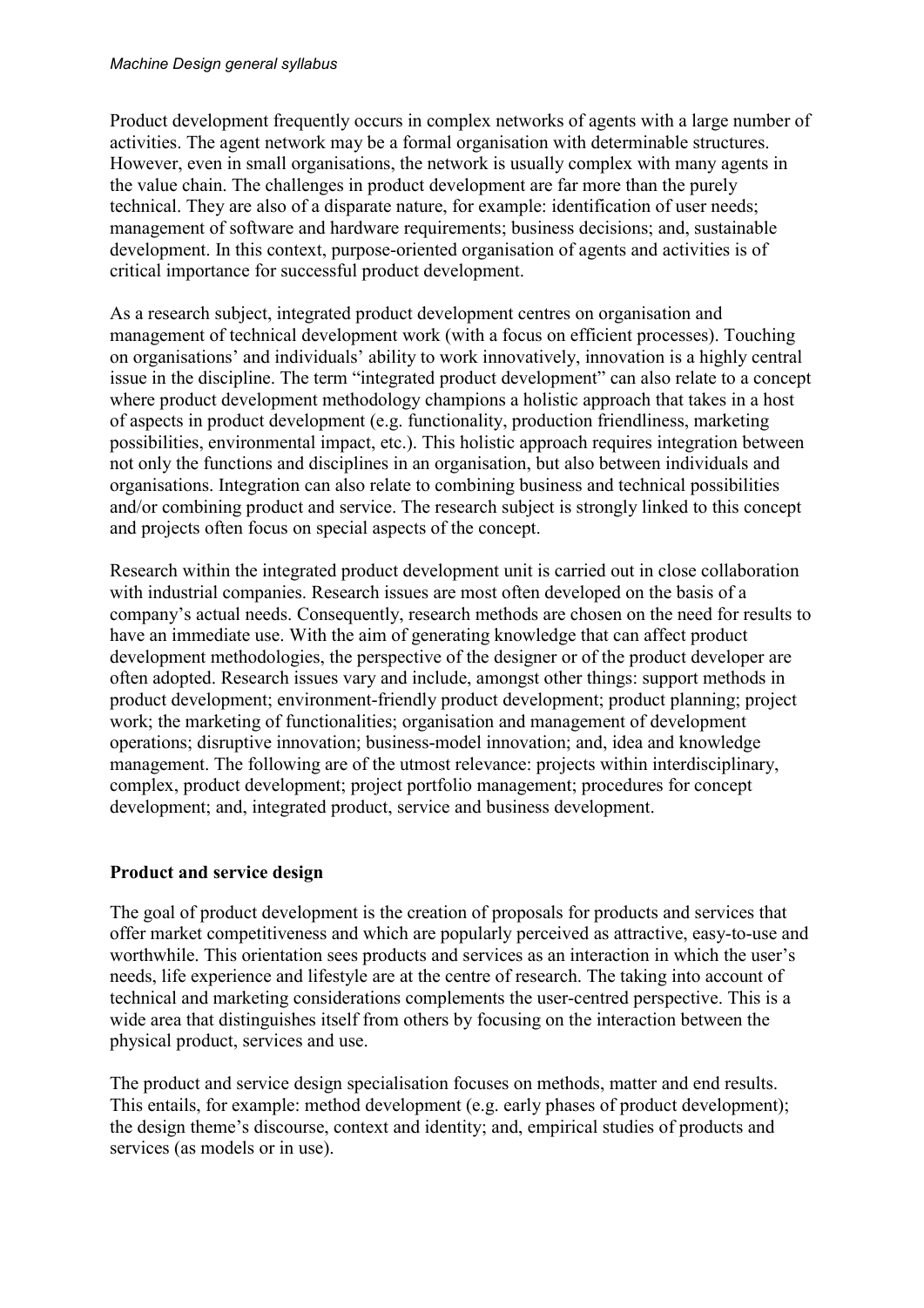Product development frequently occurs in complex networks of agents with a large number of activities. The agent network may be a formal organisation with determinable structures. However, even in small organisations, the network is usually complex with many agents in the value chain. The challenges in product development are far more than the purely technical. They are also of a disparate nature, for example: identification of user needs; management of software and hardware requirements; business decisions; and, sustainable development. In this context, purpose-oriented organisation of agents and activities is of critical importance for successful product development.

As a research subject, integrated product development centres on organisation and management of technical development work (with a focus on efficient processes). Touching on organisations' and individuals' ability to work innovatively, innovation is a highly central issue in the discipline. The term "integrated product development" can also relate to a concept where product development methodology champions a holistic approach that takes in a host of aspects in product development (e.g. functionality, production friendliness, marketing possibilities, environmental impact, etc.). This holistic approach requires integration between not only the functions and disciplines in an organisation, but also between individuals and organisations. Integration can also relate to combining business and technical possibilities and/or combining product and service. The research subject is strongly linked to this concept and projects often focus on special aspects of the concept.

Research within the integrated product development unit is carried out in close collaboration with industrial companies. Research issues are most often developed on the basis of a company's actual needs. Consequently, research methods are chosen on the need for results to have an immediate use. With the aim of generating knowledge that can affect product development methodologies, the perspective of the designer or of the product developer are often adopted. Research issues vary and include, amongst other things: support methods in product development; environment-friendly product development; product planning; project work; the marketing of functionalities; organisation and management of development operations; disruptive innovation; business-model innovation; and, idea and knowledge management. The following are of the utmost relevance: projects within interdisciplinary, complex, product development; project portfolio management; procedures for concept development; and, integrated product, service and business development.

**Product and service design**

The goal of product development is the creation of proposals for products and services that offer market competitiveness and which are popularly perceived as attractive, easy-to-use and worthwhile. This orientation sees products and services as an interaction in which the user's needs, life experience and lifestyle are at the centre of research. The taking into account of technical and marketing considerations complements the user-centred perspective. This is a wide area that distinguishes itself from others by focusing on the interaction between the physical product, services and use.

The product and service design specialisation focuses on methods, matter and end results. This entails, for example: method development (e.g. early phases of product development); the design theme's discourse, context and identity; and, empirical studies of products and services (as models or in use).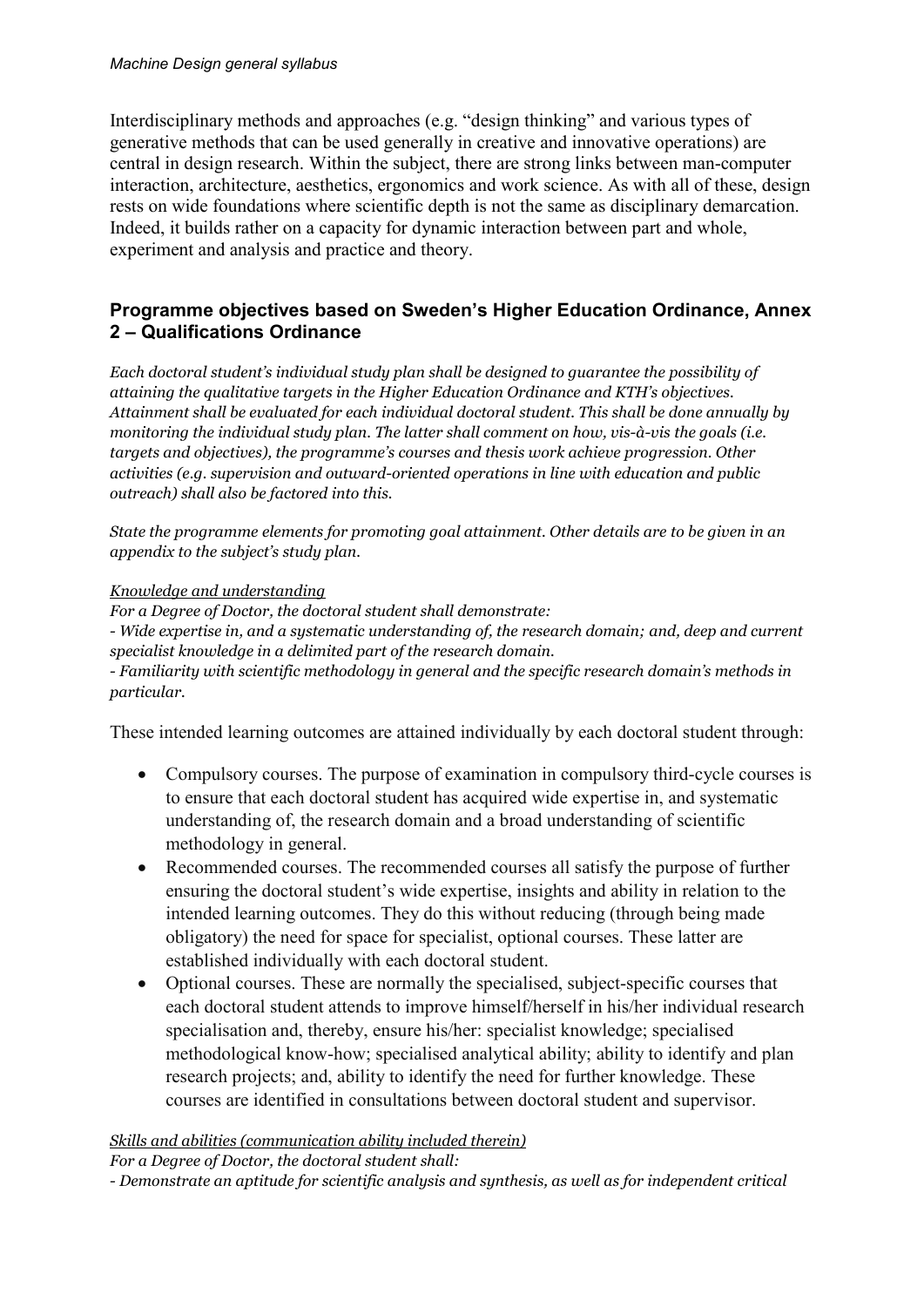Interdisciplinary methods and approaches (e.g. “design thinking” and various types of generative methods that can be used generally in creative and innovative operations) are central in design research. Within the subject, there are strong links between man-computer interaction, architecture, aesthetics, ergonomics and work science. As with all of these, design rests on wide foundations where scientific depth is not the same as disciplinary demarcation. Indeed, it builds rather on a capacity for dynamic interaction between part and whole, experiment and analysis and practice and theory.

## Programme objectives based on Sweden’s Higher Education Ordinance, Annex 2 – Qualifications Ordinance

*Each doctoral student’s individual study plan shall be designed to guarantee the possibility of attaining the qualitative targets in the Higher Education Ordinance and KTH’s objectives. Attainment shall be evaluated for each individual doctoral student. This shall be done annually by monitoring the individual study plan. The latter shall comment on how, vis-à-vis the goals (i.e. targets and objectives), the programme’s courses and thesis work achieve progression. Other activities (e.g. supervision and outward-orientated operations in line with education and public outreach) shall also be factored into this.*

*State the programme elements for promoting goal attainment. Other details are to be given in an appendix to the subject’s study plan.*

*Knowledge and understanding*

*For a Degree of Doctor, the doctoral student shall demonstrate:*

*- Wide expertise in, and a systematic understanding of, the research domain; and, deep and current specialist knowledge in a delimited part of the research domain.*

*- Familiarity with scientific methodology in general and the specific research domain’s methods in particular.*

These intended learning outcomes are attained individually by each doctoral student through:

- Compulsory courses. The purpose of examination in compulsory third-cycle courses is to ensure that each doctoral student has acquired wide expertise in, and systematic understanding of, the research domain and a broad understanding of scientific methodology in general.
- Recommended courses. The recommended courses all satisfy the purpose of further ensuring the doctoral student’s wide expertise, insights and ability in relation to the intended learning outcomes. They do this without reducing (through being made obligatory) the need for space for specialist, optional courses. These latter are established individually with each doctoral student.
- Optional courses. These are normally the specialised, subject-specific courses that each doctoral student attends to improve himself/herself in his/her individual research specialisation and, thereby, ensure his/her: specialist knowledge; specialised methodological know-how; specialised analytical ability; ability to identify and plan research projects; and, ability to identify the need for further knowledge. These courses are identified in consultations between doctoral student and supervisor.

*Skills and abilities (communication ability included therein)*

*For a Degree of Doctor, the doctoral student shall:*

*- Demonstrate an aptitude for scientific analysis and synthesis, as well as for independent critical*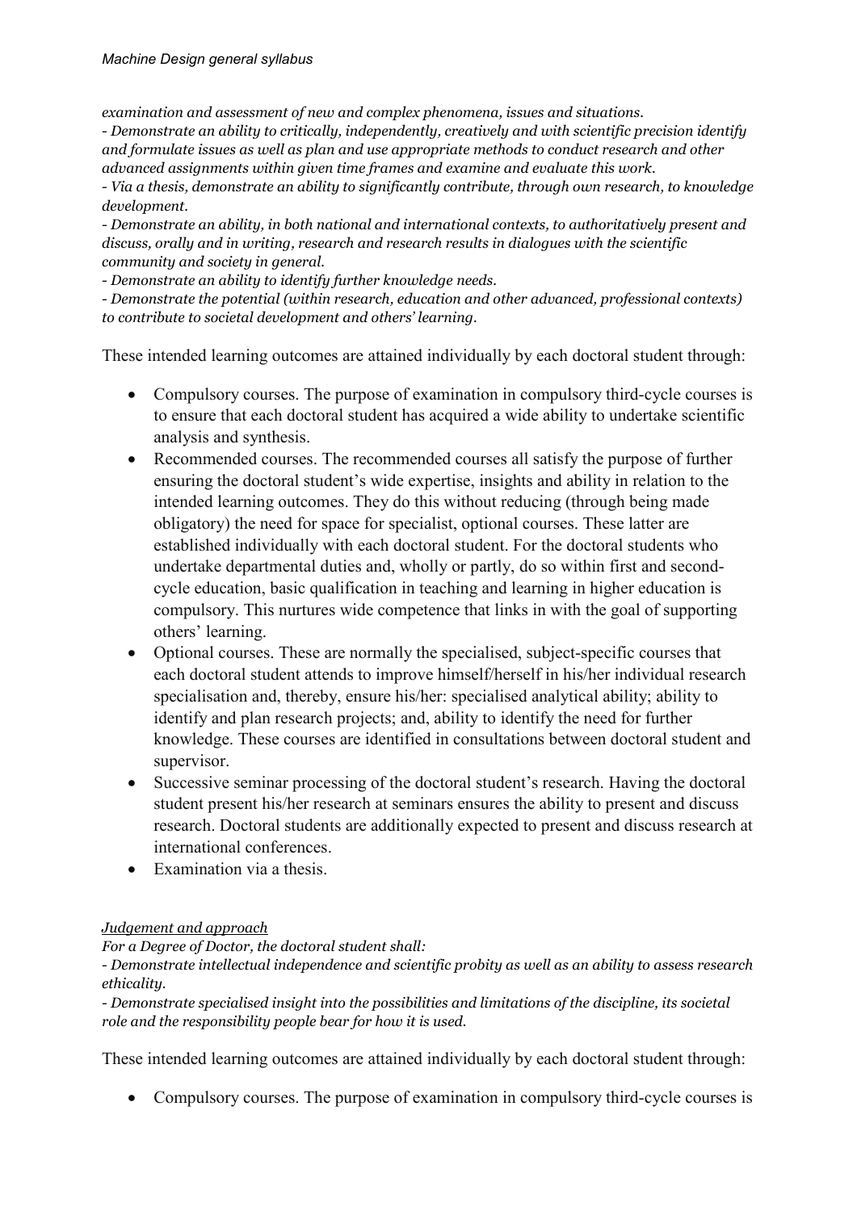*examination and assessment of new and complex phenomena, issues and situations.*
*- Demonstrate an ability to critically, independently, creatively and with scientific precision identify and formulate issues as well as plan and use appropriate methods to conduct research and other advanced assignments within given time frames and examine and evaluate this work.*
*- Via a thesis, demonstrate an ability to significantly contribute, through own research, to knowledge development.*
*- Demonstrate an ability, in both national and international contexts, to authoritatively present and discuss, orally and in writing, research and research results in dialogues with the scientific community and society in general.*
*- Demonstrate an ability to identify further knowledge needs.*
*- Demonstrate the potential (within research, education and other advanced, professional contexts) to contribute to societal development and others' learning.*

These intended learning outcomes are attained individually by each doctoral student through:

- Compulsory courses. The purpose of examination in compulsory third-cycle courses is to ensure that each doctoral student has acquired a wide ability to undertake scientific analysis and synthesis.
- Recommended courses. The recommended courses all satisfy the purpose of further ensuring the doctoral student's wide expertise, insights and ability in relation to the intended learning outcomes. They do this without reducing (through being made obligatory) the need for space for specialist, optional courses. These latter are established individually with each doctoral student. For the doctoral students who undertake departmental duties and, wholly or partly, do so within first and second-cycle education, basic qualification in teaching and learning in higher education is compulsory. This nurtures wide competence that links in with the goal of supporting others' learning.
- Optional courses. These are normally the specialised, subject-specific courses that each doctoral student attends to improve himself/herself in his/her individual research specialisation and, thereby, ensure his/her: specialised analytical ability; ability to identify and plan research projects; and, ability to identify the need for further knowledge. These courses are identified in consultations between doctoral student and supervisor.
- Successive seminar processing of the doctoral student's research. Having the doctoral student present his/her research at seminars ensures the ability to present and discuss research. Doctoral students are additionally expected to present and discuss research at international conferences.
- Examination via a thesis.

*Judgement and approach*

*For a Degree of Doctor, the doctoral student shall:*
*- Demonstrate intellectual independence and scientific probity as well as an ability to assess research ethicality.*
*- Demonstrate specialised insight into the possibilities and limitations of the discipline, its societal role and the responsibility people bear for how it is used.*

These intended learning outcomes are attained individually by each doctoral student through:

- Compulsory courses. The purpose of examination in compulsory third-cycle courses is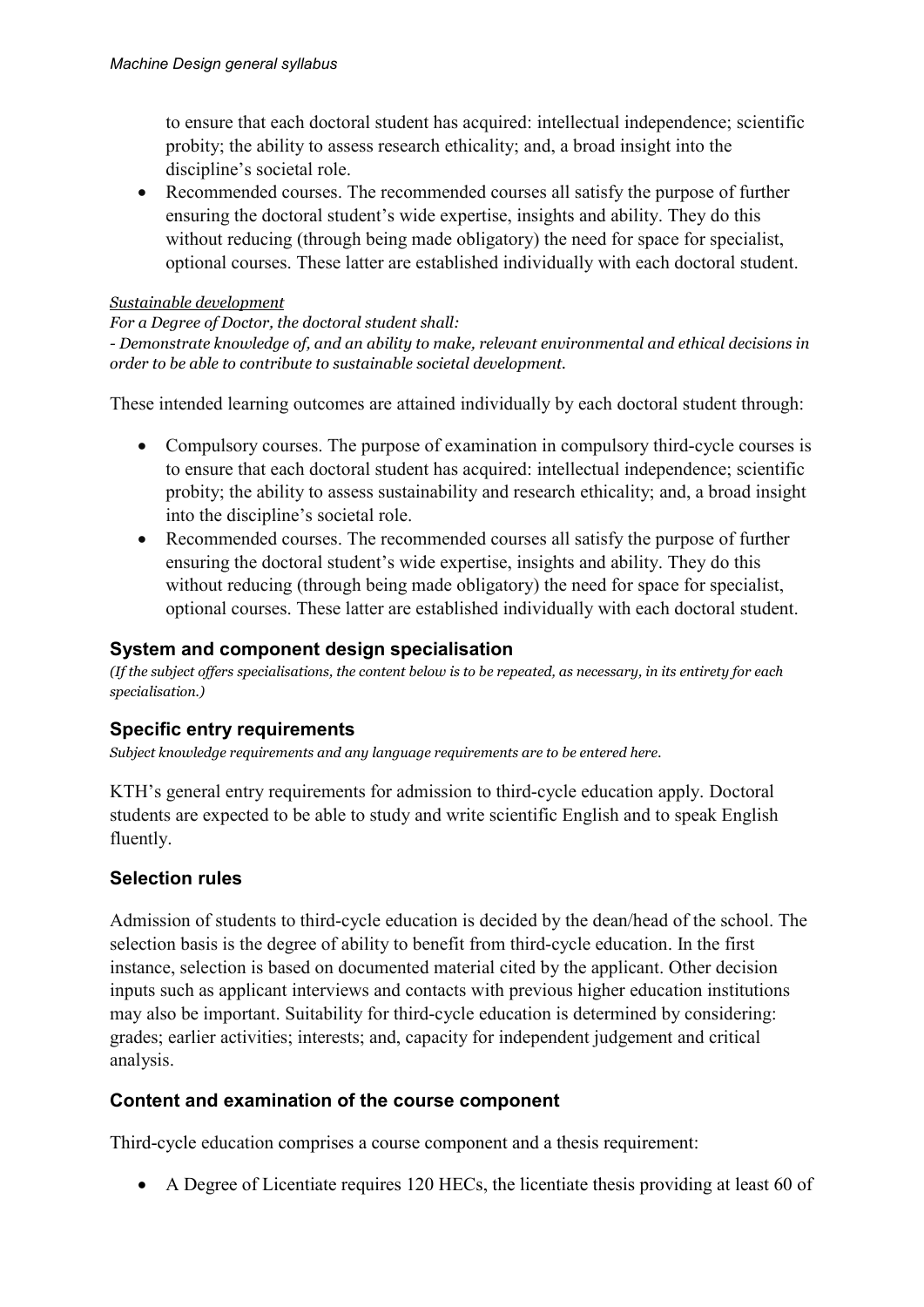to ensure that each doctoral student has acquired: intellectual independence; scientific probity; the ability to assess research ethicality; and, a broad insight into the discipline's societal role.

- Recommended courses. The recommended courses all satisfy the purpose of further ensuring the doctoral student's wide expertise, insights and ability. They do this without reducing (through being made obligatory) the need for space for specialist, optional courses. These latter are established individually with each doctoral student.

*Sustainable development*

*For a Degree of Doctor, the doctoral student shall:*

*- Demonstrate knowledge of, and an ability to make, relevant environmental and ethical decisions in order to be able to contribute to sustainable societal development.*

These intended learning outcomes are attained individually by each doctoral student through:

- Compulsory courses. The purpose of examination in compulsory third-cycle courses is to ensure that each doctoral student has acquired: intellectual independence; scientific probity; the ability to assess sustainability and research ethicality; and, a broad insight into the discipline's societal role.
- Recommended courses. The recommended courses all satisfy the purpose of further ensuring the doctoral student's wide expertise, insights and ability. They do this without reducing (through being made obligatory) the need for space for specialist, optional courses. These latter are established individually with each doctoral student.

## System and component design specialisation

*(If the subject offers specialisations, the content below is to be repeated, as necessary, in its entirety for each specialisation.)*

## Specific entry requirements

*Subject knowledge requirements and any language requirements are to be entered here.*

KTH's general entry requirements for admission to third-cycle education apply. Doctoral students are expected to be able to study and write scientific English and to speak English fluently.

## Selection rules

Admission of students to third-cycle education is decided by the dean/head of the school. The selection basis is the degree of ability to benefit from third-cycle education. In the first instance, selection is based on documented material cited by the applicant. Other decision inputs such as applicant interviews and contacts with previous higher education institutions may also be important. Suitability for third-cycle education is determined by considering: grades; earlier activities; interests; and, capacity for independent judgement and critical analysis.

## Content and examination of the course component

Third-cycle education comprises a course component and a thesis requirement:

- A Degree of Licentiate requires 120 HECs, the licentiate thesis providing at least 60 of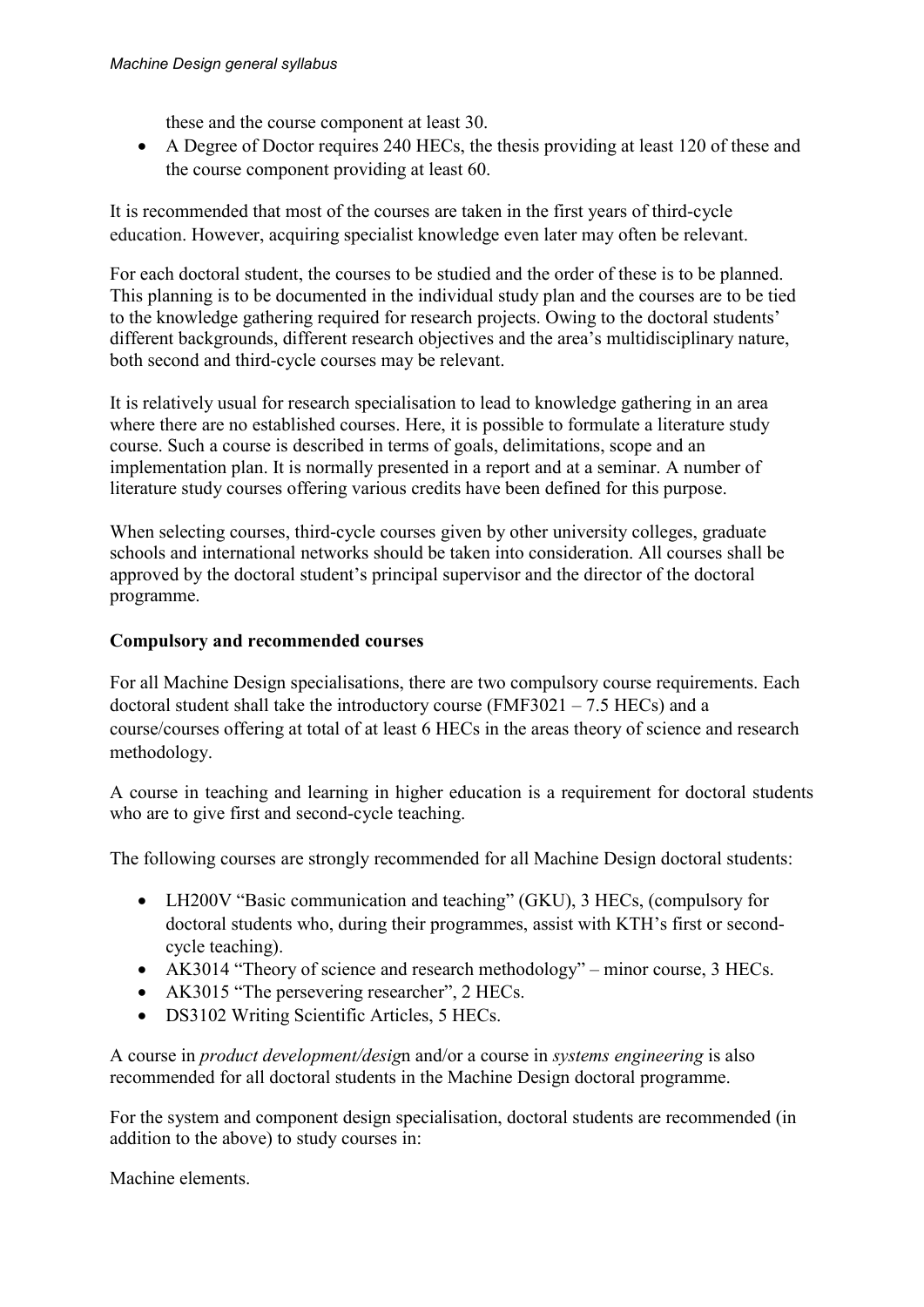these and the course component at least 30.

- A Degree of Doctor requires 240 HECs, the thesis providing at least 120 of these and the course component providing at least 60.

It is recommended that most of the courses are taken in the first years of third-cycle education. However, acquiring specialist knowledge even later may often be relevant.

For each doctoral student, the courses to be studied and the order of these is to be planned. This planning is to be documented in the individual study plan and the courses are to be tied to the knowledge gathering required for research projects. Owing to the doctoral students' different backgrounds, different research objectives and the area's multidisciplinary nature, both second and third-cycle courses may be relevant.

It is relatively usual for research specialisation to lead to knowledge gathering in an area where there are no established courses. Here, it is possible to formulate a literature study course. Such a course is described in terms of goals, delimitations, scope and an implementation plan. It is normally presented in a report and at a seminar. A number of literature study courses offering various credits have been defined for this purpose.

When selecting courses, third-cycle courses given by other university colleges, graduate schools and international networks should be taken into consideration. All courses shall be approved by the doctoral student's principal supervisor and the director of the doctoral programme.

**Compulsory and recommended courses**

For all Machine Design specialisations, there are two compulsory course requirements. Each doctoral student shall take the introductory course (FMF3021 – 7.5 HECs) and a course/courses offering at total of at least 6 HECs in the areas theory of science and research methodology.

A course in teaching and learning in higher education is a requirement for doctoral students who are to give first and second-cycle teaching.

The following courses are strongly recommended for all Machine Design doctoral students:

- LH200V "Basic communication and teaching" (GKU), 3 HECs, (compulsory for doctoral students who, during their programmes, assist with KTH's first or second-cycle teaching).
- AK3014 "Theory of science and research methodology" – minor course, 3 HECs.
- AK3015 "The persevering researcher", 2 HECs.
- DS3102 Writing Scientific Articles, 5 HECs.

A course in *product development/design* and/or a course in *systems engineering* is also recommended for all doctoral students in the Machine Design doctoral programme.

For the system and component design specialisation, doctoral students are recommended (in addition to the above) to study courses in:

Machine elements.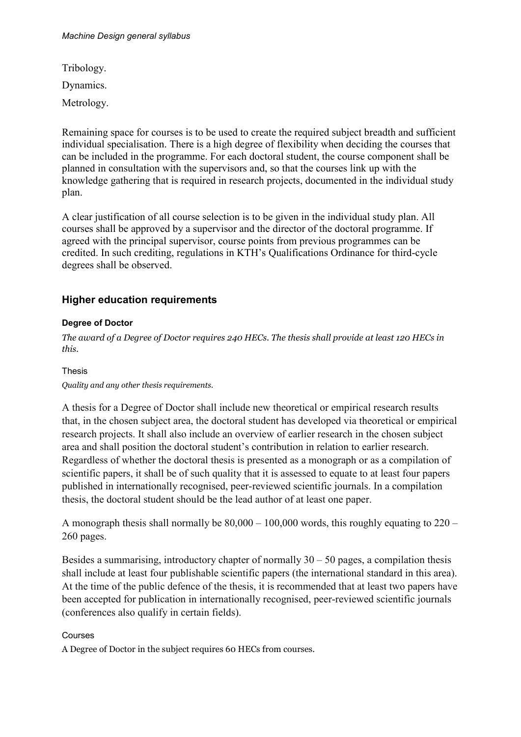Tribology.

Dynamics.

Metrology.

Remaining space for courses is to be used to create the required subject breadth and sufficient individual specialisation. There is a high degree of flexibility when deciding the courses that can be included in the programme. For each doctoral student, the course component shall be planned in consultation with the supervisors and, so that the courses link up with the knowledge gathering that is required in research projects, documented in the individual study plan.

A clear justification of all course selection is to be given in the individual study plan. All courses shall be approved by a supervisor and the director of the doctoral programme. If agreed with the principal supervisor, course points from previous programmes can be credited. In such crediting, regulations in KTH's Qualifications Ordinance for third-cycle degrees shall be observed.

## Higher education requirements

#### Degree of Doctor

*The award of a Degree of Doctor requires 240 HECs. The thesis shall provide at least 120 HECs in this.*

##### Thesis

*Quality and any other thesis requirements.*

A thesis for a Degree of Doctor shall include new theoretical or empirical research results that, in the chosen subject area, the doctoral student has developed via theoretical or empirical research projects. It shall also include an overview of earlier research in the chosen subject area and shall position the doctoral student's contribution in relation to earlier research. Regardless of whether the doctoral thesis is presented as a monograph or as a compilation of scientific papers, it shall be of such quality that it is assessed to equate to at least four papers published in internationally recognised, peer-reviewed scientific journals. In a compilation thesis, the doctoral student should be the lead author of at least one paper.

A monograph thesis shall normally be 80,000 – 100,000 words, this roughly equating to 220 – 260 pages.

Besides a summarising, introductory chapter of normally 30 – 50 pages, a compilation thesis shall include at least four publishable scientific papers (the international standard in this area). At the time of the public defence of the thesis, it is recommended that at least two papers have been accepted for publication in internationally recognised, peer-reviewed scientific journals (conferences also qualify in certain fields).

##### Courses

A Degree of Doctor in the subject requires 60 HECs from courses.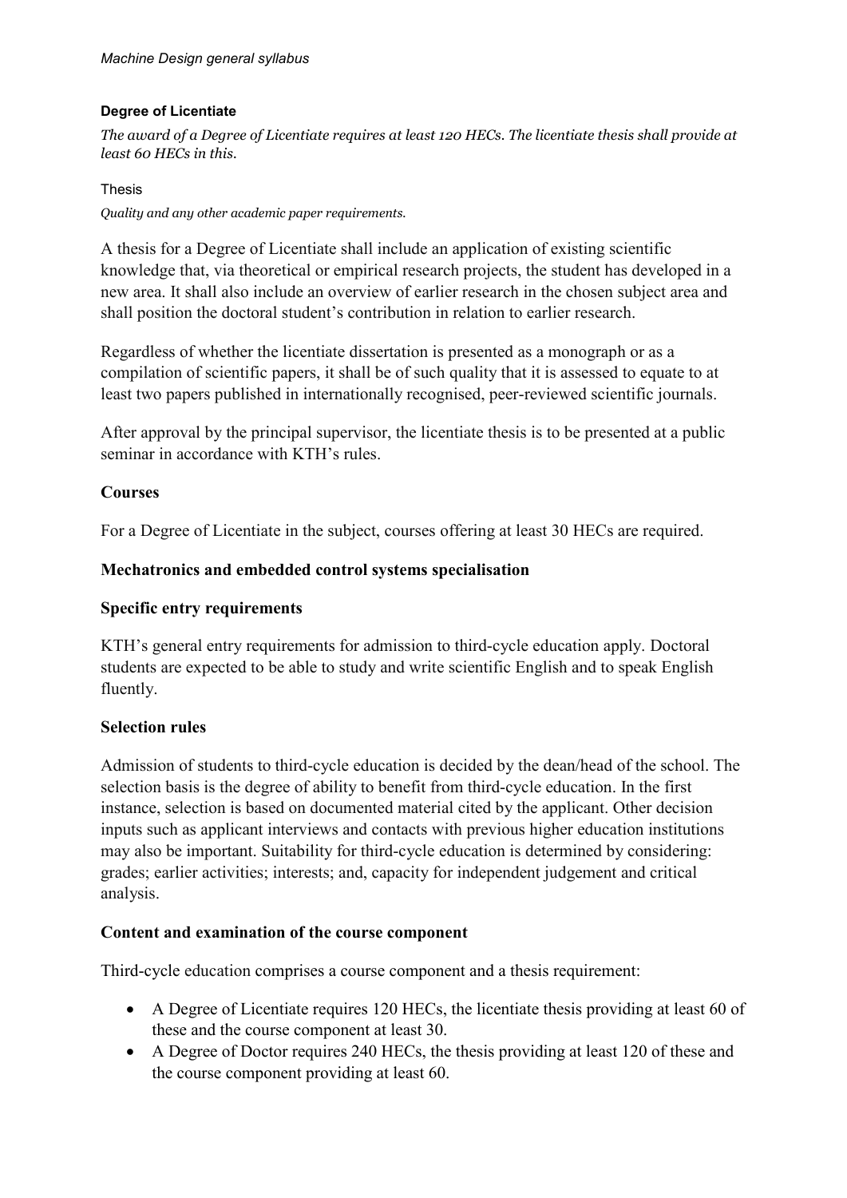#### Degree of Licentiate

*The award of a Degree of Licentiate requires at least 120 HECs. The licentiate thesis shall provide at least 60 HECs in this.*

Thesis

*Quality and any other academic paper requirements.*

A thesis for a Degree of Licentiate shall include an application of existing scientific knowledge that, via theoretical or empirical research projects, the student has developed in a new area. It shall also include an overview of earlier research in the chosen subject area and shall position the doctoral student's contribution in relation to earlier research.

Regardless of whether the licentiate dissertation is presented as a monograph or as a compilation of scientific papers, it shall be of such quality that it is assessed to equate to at least two papers published in internationally recognised, peer-reviewed scientific journals.

After approval by the principal supervisor, the licentiate thesis is to be presented at a public seminar in accordance with KTH's rules.

### Courses

For a Degree of Licentiate in the subject, courses offering at least 30 HECs are required.

## Mechatronics and embedded control systems specialisation

### Specific entry requirements

KTH's general entry requirements for admission to third-cycle education apply. Doctoral students are expected to be able to study and write scientific English and to speak English fluently.

### Selection rules

Admission of students to third-cycle education is decided by the dean/head of the school. The selection basis is the degree of ability to benefit from third-cycle education. In the first instance, selection is based on documented material cited by the applicant. Other decision inputs such as applicant interviews and contacts with previous higher education institutions may also be important. Suitability for third-cycle education is determined by considering: grades; earlier activities; interests; and, capacity for independent judgement and critical analysis.

### Content and examination of the course component

Third-cycle education comprises a course component and a thesis requirement:

- A Degree of Licentiate requires 120 HECs, the licentiate thesis providing at least 60 of these and the course component at least 30.
- A Degree of Doctor requires 240 HECs, the thesis providing at least 120 of these and the course component providing at least 60.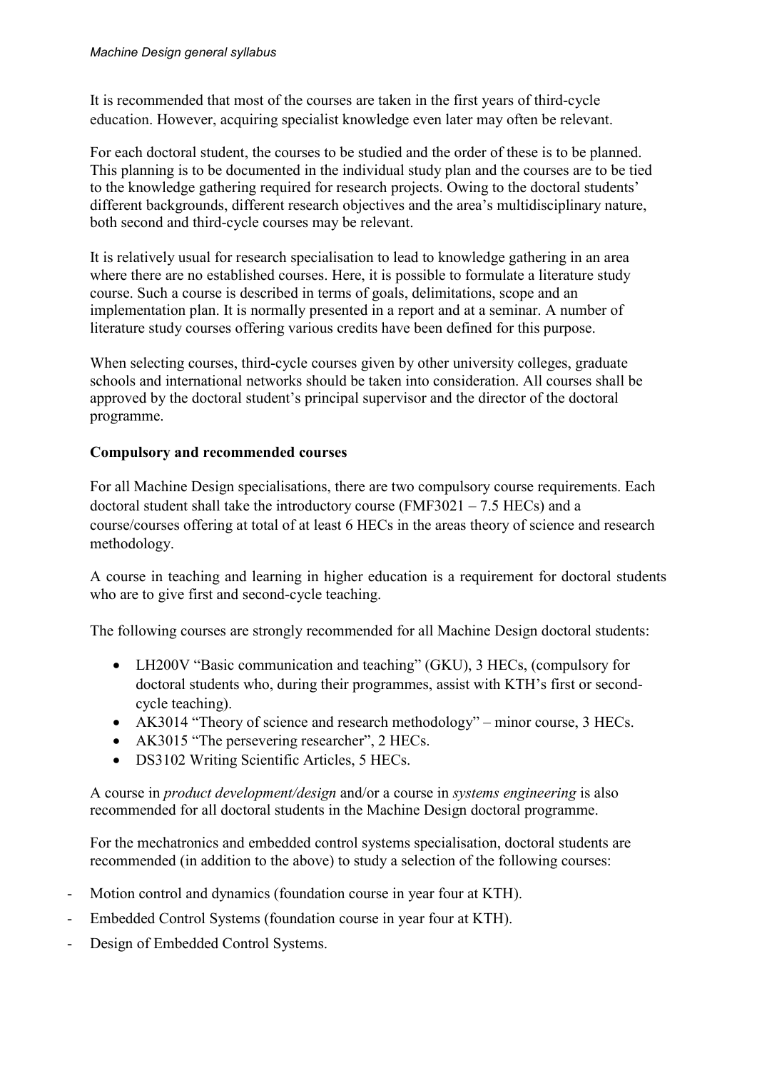It is recommended that most of the courses are taken in the first years of third-cycle education. However, acquiring specialist knowledge even later may often be relevant.

For each doctoral student, the courses to be studied and the order of these is to be planned. This planning is to be documented in the individual study plan and the courses are to be tied to the knowledge gathering required for research projects. Owing to the doctoral students' different backgrounds, different research objectives and the area's multidisciplinary nature, both second and third-cycle courses may be relevant.

It is relatively usual for research specialisation to lead to knowledge gathering in an area where there are no established courses. Here, it is possible to formulate a literature study course. Such a course is described in terms of goals, delimitations, scope and an implementation plan. It is normally presented in a report and at a seminar. A number of literature study courses offering various credits have been defined for this purpose.

When selecting courses, third-cycle courses given by other university colleges, graduate schools and international networks should be taken into consideration. All courses shall be approved by the doctoral student's principal supervisor and the director of the doctoral programme.

**Compulsory and recommended courses**

For all Machine Design specialisations, there are two compulsory course requirements. Each doctoral student shall take the introductory course (FMF3021 – 7.5 HECs) and a course/courses offering at total of at least 6 HECs in the areas theory of science and research methodology.

A course in teaching and learning in higher education is a requirement for doctoral students who are to give first and second-cycle teaching.

The following courses are strongly recommended for all Machine Design doctoral students:

- LH200V "Basic communication and teaching" (GKU), 3 HECs, (compulsory for doctoral students who, during their programmes, assist with KTH's first or second-cycle teaching).
- AK3014 "Theory of science and research methodology" – minor course, 3 HECs.
- AK3015 "The persevering researcher", 2 HECs.
- DS3102 Writing Scientific Articles, 5 HECs.

A course in *product development/design* and/or a course in *systems engineering* is also recommended for all doctoral students in the Machine Design doctoral programme.

For the mechatronics and embedded control systems specialisation, doctoral students are recommended (in addition to the above) to study a selection of the following courses:

- Motion control and dynamics (foundation course in year four at KTH).
- Embedded Control Systems (foundation course in year four at KTH).
- Design of Embedded Control Systems.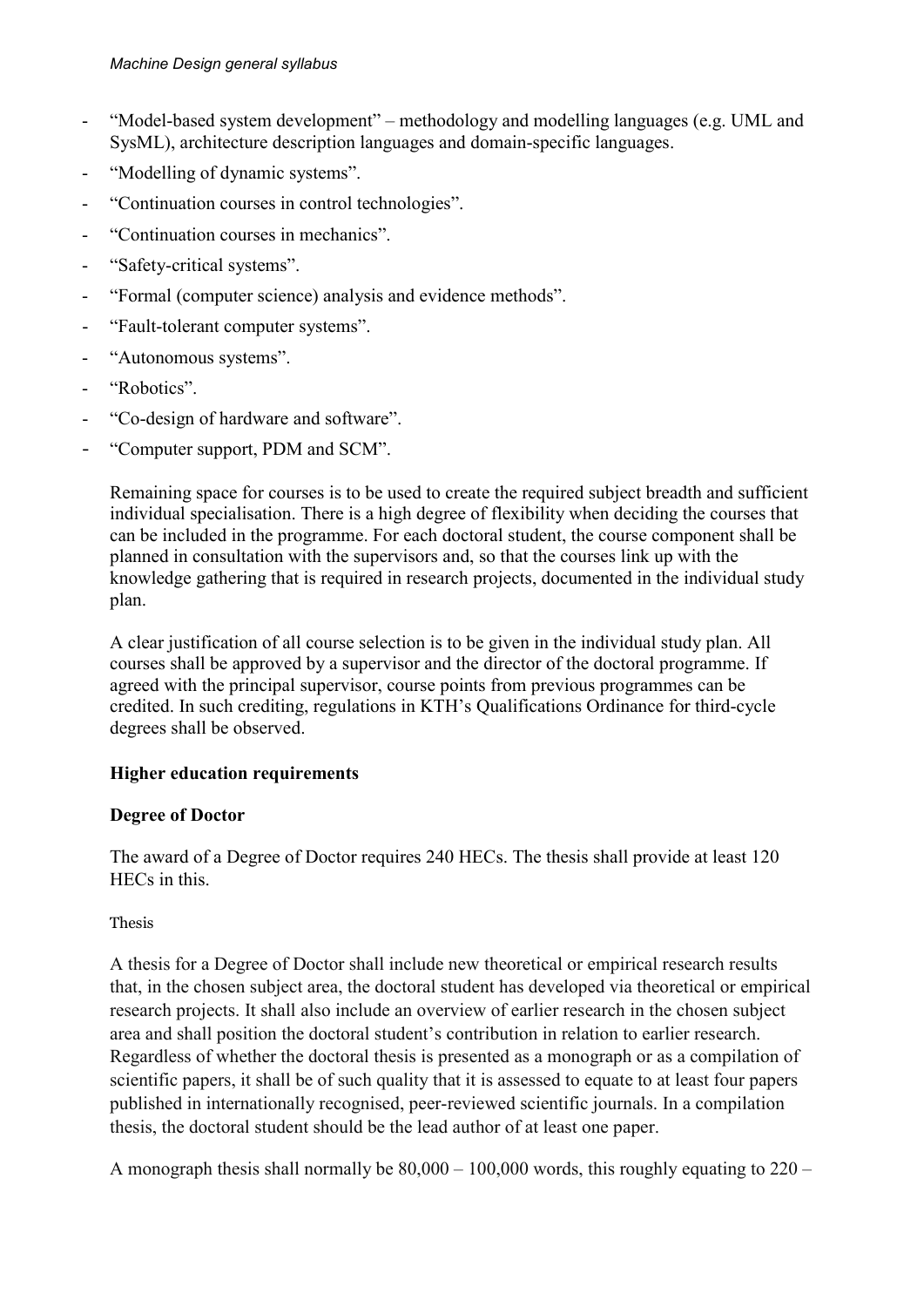- "Model-based system development" – methodology and modelling languages (e.g. UML and SysML), architecture description languages and domain-specific languages.
- "Modelling of dynamic systems".
- "Continuation courses in control technologies".
- "Continuation courses in mechanics".
- "Safety-critical systems".
- "Formal (computer science) analysis and evidence methods".
- "Fault-tolerant computer systems".
- "Autonomous systems".
- "Robotics".
- "Co-design of hardware and software".
- "Computer support, PDM and SCM".

Remaining space for courses is to be used to create the required subject breadth and sufficient individual specialisation. There is a high degree of flexibility when deciding the courses that can be included in the programme. For each doctoral student, the course component shall be planned in consultation with the supervisors and, so that the courses link up with the knowledge gathering that is required in research projects, documented in the individual study plan.

A clear justification of all course selection is to be given in the individual study plan. All courses shall be approved by a supervisor and the director of the doctoral programme. If agreed with the principal supervisor, course points from previous programmes can be credited. In such crediting, regulations in KTH's Qualifications Ordinance for third-cycle degrees shall be observed.

**Higher education requirements**

**Degree of Doctor**

The award of a Degree of Doctor requires 240 HECs. The thesis shall provide at least 120 HECs in this.

Thesis

A thesis for a Degree of Doctor shall include new theoretical or empirical research results that, in the chosen subject area, the doctoral student has developed via theoretical or empirical research projects. It shall also include an overview of earlier research in the chosen subject area and shall position the doctoral student's contribution in relation to earlier research. Regardless of whether the doctoral thesis is presented as a monograph or as a compilation of scientific papers, it shall be of such quality that it is assessed to equate to at least four papers published in internationally recognised, peer-reviewed scientific journals. In a compilation thesis, the doctoral student should be the lead author of at least one paper.

A monograph thesis shall normally be 80,000 – 100,000 words, this roughly equating to 220 –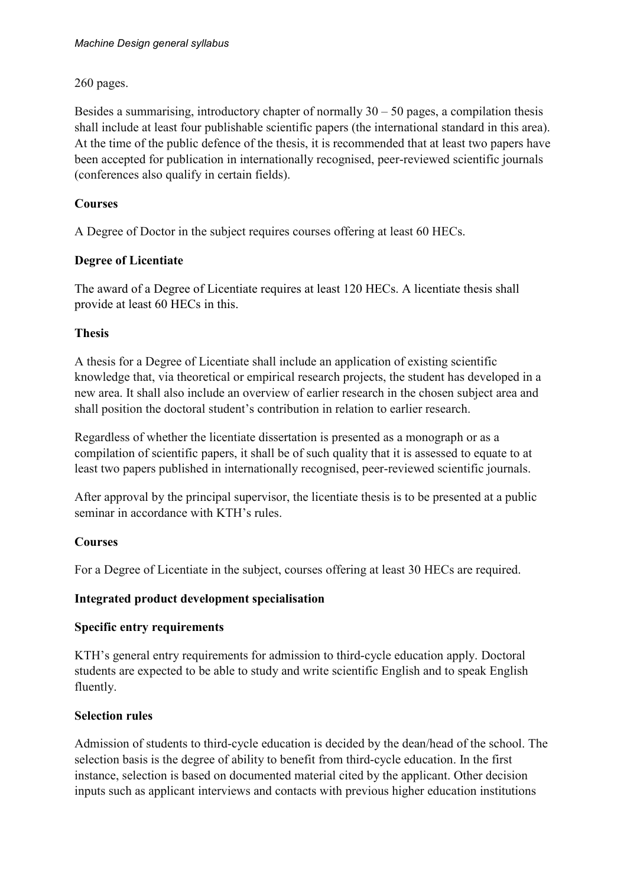260 pages.

Besides a summarising, introductory chapter of normally 30 – 50 pages, a compilation thesis shall include at least four publishable scientific papers (the international standard in this area). At the time of the public defence of the thesis, it is recommended that at least two papers have been accepted for publication in internationally recognised, peer-reviewed scientific journals (conferences also qualify in certain fields).

**Courses**

A Degree of Doctor in the subject requires courses offering at least 60 HECs.

**Degree of Licentiate**

The award of a Degree of Licentiate requires at least 120 HECs. A licentiate thesis shall provide at least 60 HECs in this.

**Thesis**

A thesis for a Degree of Licentiate shall include an application of existing scientific knowledge that, via theoretical or empirical research projects, the student has developed in a new area. It shall also include an overview of earlier research in the chosen subject area and shall position the doctoral student's contribution in relation to earlier research.

Regardless of whether the licentiate dissertation is presented as a monograph or as a compilation of scientific papers, it shall be of such quality that it is assessed to equate to at least two papers published in internationally recognised, peer-reviewed scientific journals.

After approval by the principal supervisor, the licentiate thesis is to be presented at a public seminar in accordance with KTH's rules.

**Courses**

For a Degree of Licentiate in the subject, courses offering at least 30 HECs are required.

**Integrated product development specialisation**

**Specific entry requirements**

KTH's general entry requirements for admission to third-cycle education apply. Doctoral students are expected to be able to study and write scientific English and to speak English fluently.

**Selection rules**

Admission of students to third-cycle education is decided by the dean/head of the school. The selection basis is the degree of ability to benefit from third-cycle education. In the first instance, selection is based on documented material cited by the applicant. Other decision inputs such as applicant interviews and contacts with previous higher education institutions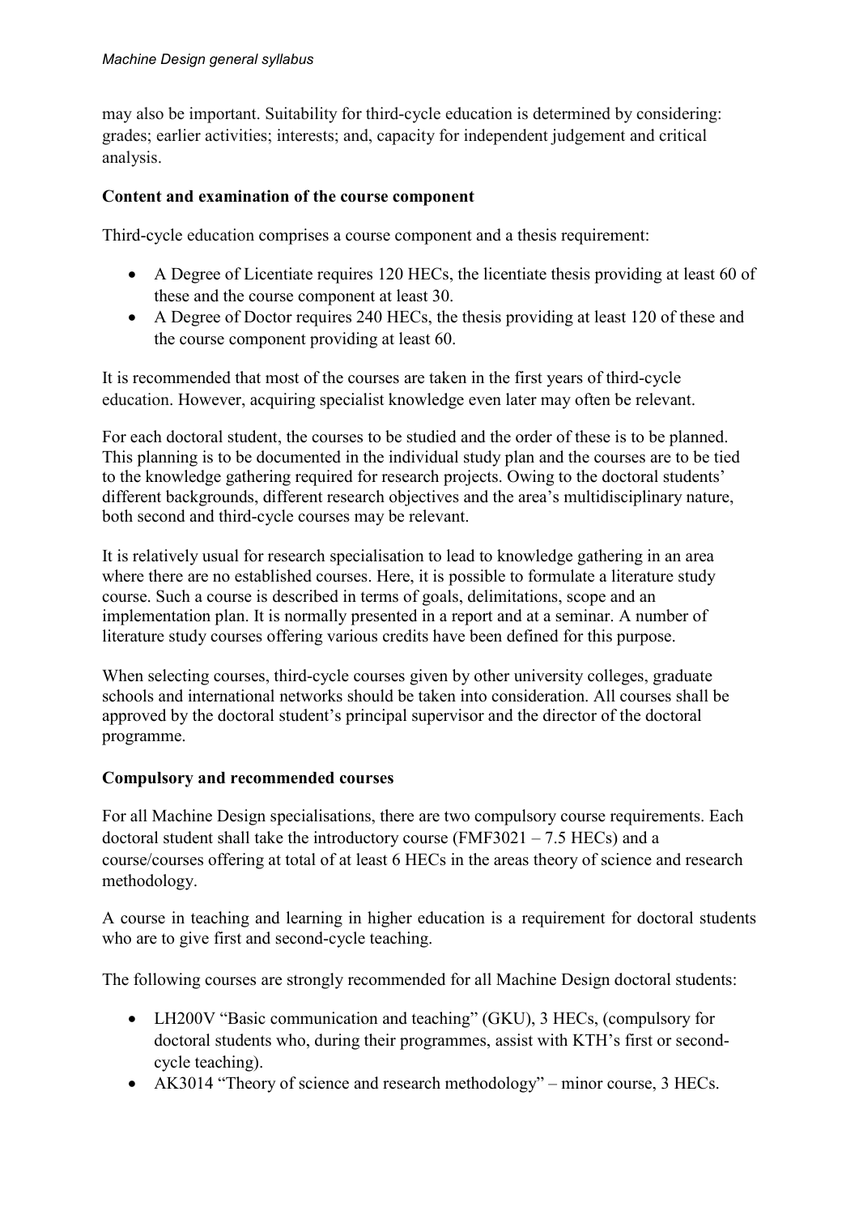may also be important. Suitability for third-cycle education is determined by considering: grades; earlier activities; interests; and, capacity for independent judgement and critical analysis.

**Content and examination of the course component**

Third-cycle education comprises a course component and a thesis requirement:

- A Degree of Licentiate requires 120 HECs, the licentiate thesis providing at least 60 of these and the course component at least 30.
- A Degree of Doctor requires 240 HECs, the thesis providing at least 120 of these and the course component providing at least 60.

It is recommended that most of the courses are taken in the first years of third-cycle education. However, acquiring specialist knowledge even later may often be relevant.

For each doctoral student, the courses to be studied and the order of these is to be planned. This planning is to be documented in the individual study plan and the courses are to be tied to the knowledge gathering required for research projects. Owing to the doctoral students' different backgrounds, different research objectives and the area's multidisciplinary nature, both second and third-cycle courses may be relevant.

It is relatively usual for research specialisation to lead to knowledge gathering in an area where there are no established courses. Here, it is possible to formulate a literature study course. Such a course is described in terms of goals, delimitations, scope and an implementation plan. It is normally presented in a report and at a seminar. A number of literature study courses offering various credits have been defined for this purpose.

When selecting courses, third-cycle courses given by other university colleges, graduate schools and international networks should be taken into consideration. All courses shall be approved by the doctoral student's principal supervisor and the director of the doctoral programme.

**Compulsory and recommended courses**

For all Machine Design specialisations, there are two compulsory course requirements. Each doctoral student shall take the introductory course (FMF3021 – 7.5 HECs) and a course/courses offering at total of at least 6 HECs in the areas theory of science and research methodology.

A course in teaching and learning in higher education is a requirement for doctoral students who are to give first and second-cycle teaching.

The following courses are strongly recommended for all Machine Design doctoral students:

- LH200V "Basic communication and teaching" (GKU), 3 HECs, (compulsory for doctoral students who, during their programmes, assist with KTH's first or second-cycle teaching).
- AK3014 "Theory of science and research methodology" – minor course, 3 HECs.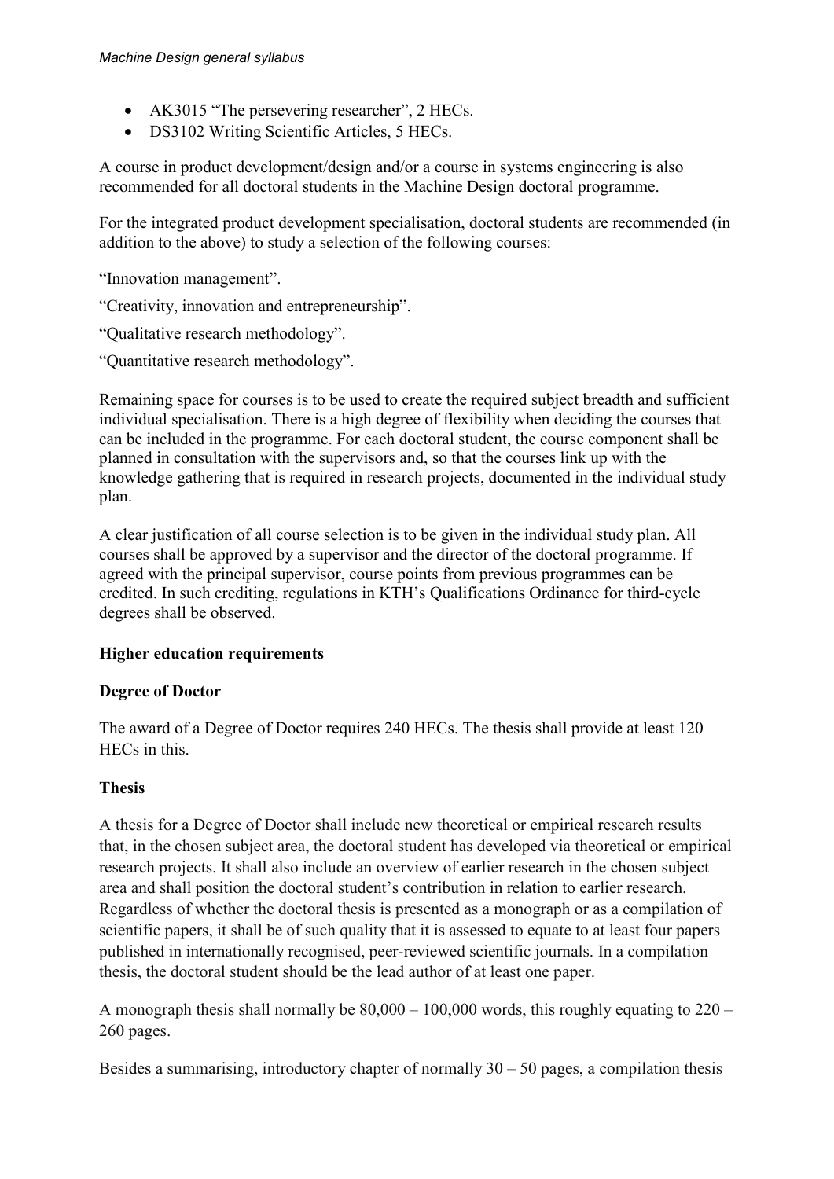- AK3015 “The persevering researcher”, 2 HECs.
- DS3102 Writing Scientific Articles, 5 HECs.

A course in product development/design and/or a course in systems engineering is also recommended for all doctoral students in the Machine Design doctoral programme.

For the integrated product development specialisation, doctoral students are recommended (in addition to the above) to study a selection of the following courses:

“Innovation management”.

“Creativity, innovation and entrepreneurship”.

“Qualitative research methodology”.

“Quantitative research methodology”.

Remaining space for courses is to be used to create the required subject breadth and sufficient individual specialisation. There is a high degree of flexibility when deciding the courses that can be included in the programme. For each doctoral student, the course component shall be planned in consultation with the supervisors and, so that the courses link up with the knowledge gathering that is required in research projects, documented in the individual study plan.

A clear justification of all course selection is to be given in the individual study plan. All courses shall be approved by a supervisor and the director of the doctoral programme. If agreed with the principal supervisor, course points from previous programmes can be credited. In such crediting, regulations in KTH’s Qualifications Ordinance for third-cycle degrees shall be observed.

**Higher education requirements**

**Degree of Doctor**

The award of a Degree of Doctor requires 240 HECs. The thesis shall provide at least 120 HECs in this.

**Thesis**

A thesis for a Degree of Doctor shall include new theoretical or empirical research results that, in the chosen subject area, the doctoral student has developed via theoretical or empirical research projects. It shall also include an overview of earlier research in the chosen subject area and shall position the doctoral student’s contribution in relation to earlier research. Regardless of whether the doctoral thesis is presented as a monograph or as a compilation of scientific papers, it shall be of such quality that it is assessed to equate to at least four papers published in internationally recognised, peer-reviewed scientific journals. In a compilation thesis, the doctoral student should be the lead author of at least one paper.

A monograph thesis shall normally be 80,000 – 100,000 words, this roughly equating to 220 – 260 pages.

Besides a summarising, introductory chapter of normally 30 – 50 pages, a compilation thesis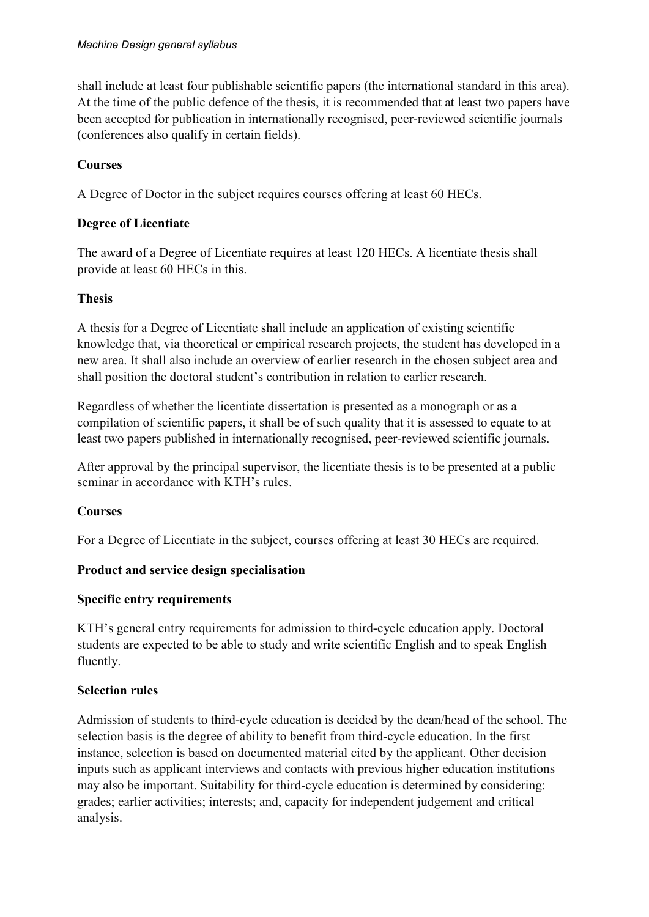shall include at least four publishable scientific papers (the international standard in this area). At the time of the public defence of the thesis, it is recommended that at least two papers have been accepted for publication in internationally recognised, peer-reviewed scientific journals (conferences also qualify in certain fields).

**Courses**

A Degree of Doctor in the subject requires courses offering at least 60 HECs.

**Degree of Licentiate**

The award of a Degree of Licentiate requires at least 120 HECs. A licentiate thesis shall provide at least 60 HECs in this.

**Thesis**

A thesis for a Degree of Licentiate shall include an application of existing scientific knowledge that, via theoretical or empirical research projects, the student has developed in a new area. It shall also include an overview of earlier research in the chosen subject area and shall position the doctoral student's contribution in relation to earlier research.

Regardless of whether the licentiate dissertation is presented as a monograph or as a compilation of scientific papers, it shall be of such quality that it is assessed to equate to at least two papers published in internationally recognised, peer-reviewed scientific journals.

After approval by the principal supervisor, the licentiate thesis is to be presented at a public seminar in accordance with KTH's rules.

**Courses**

For a Degree of Licentiate in the subject, courses offering at least 30 HECs are required.

**Product and service design specialisation**

**Specific entry requirements**

KTH's general entry requirements for admission to third-cycle education apply. Doctoral students are expected to be able to study and write scientific English and to speak English fluently.

**Selection rules**

Admission of students to third-cycle education is decided by the dean/head of the school. The selection basis is the degree of ability to benefit from third-cycle education. In the first instance, selection is based on documented material cited by the applicant. Other decision inputs such as applicant interviews and contacts with previous higher education institutions may also be important. Suitability for third-cycle education is determined by considering: grades; earlier activities; interests; and, capacity for independent judgement and critical analysis.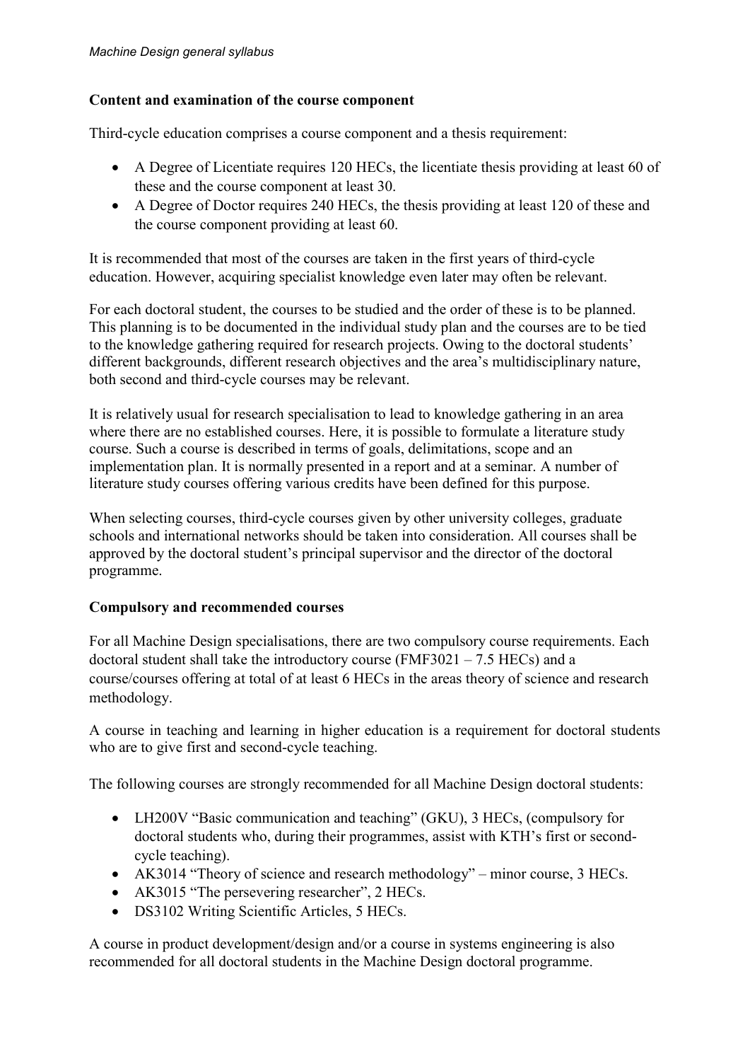**Content and examination of the course component**

Third-cycle education comprises a course component and a thesis requirement:

- A Degree of Licentiate requires 120 HECs, the licentiate thesis providing at least 60 of these and the course component at least 30.
- A Degree of Doctor requires 240 HECs, the thesis providing at least 120 of these and the course component providing at least 60.

It is recommended that most of the courses are taken in the first years of third-cycle education. However, acquiring specialist knowledge even later may often be relevant.

For each doctoral student, the courses to be studied and the order of these is to be planned. This planning is to be documented in the individual study plan and the courses are to be tied to the knowledge gathering required for research projects. Owing to the doctoral students' different backgrounds, different research objectives and the area's multidisciplinary nature, both second and third-cycle courses may be relevant.

It is relatively usual for research specialisation to lead to knowledge gathering in an area where there are no established courses. Here, it is possible to formulate a literature study course. Such a course is described in terms of goals, delimitations, scope and an implementation plan. It is normally presented in a report and at a seminar. A number of literature study courses offering various credits have been defined for this purpose.

When selecting courses, third-cycle courses given by other university colleges, graduate schools and international networks should be taken into consideration. All courses shall be approved by the doctoral student's principal supervisor and the director of the doctoral programme.

**Compulsory and recommended courses**

For all Machine Design specialisations, there are two compulsory course requirements. Each doctoral student shall take the introductory course (FMF3021 – 7.5 HECs) and a course/courses offering at total of at least 6 HECs in the areas theory of science and research methodology.

A course in teaching and learning in higher education is a requirement for doctoral students who are to give first and second-cycle teaching.

The following courses are strongly recommended for all Machine Design doctoral students:

- LH200V "Basic communication and teaching" (GKU), 3 HECs, (compulsory for doctoral students who, during their programmes, assist with KTH's first or second-cycle teaching).
- AK3014 "Theory of science and research methodology" – minor course, 3 HECs.
- AK3015 "The persevering researcher", 2 HECs.
- DS3102 Writing Scientific Articles, 5 HECs.

A course in product development/design and/or a course in systems engineering is also recommended for all doctoral students in the Machine Design doctoral programme.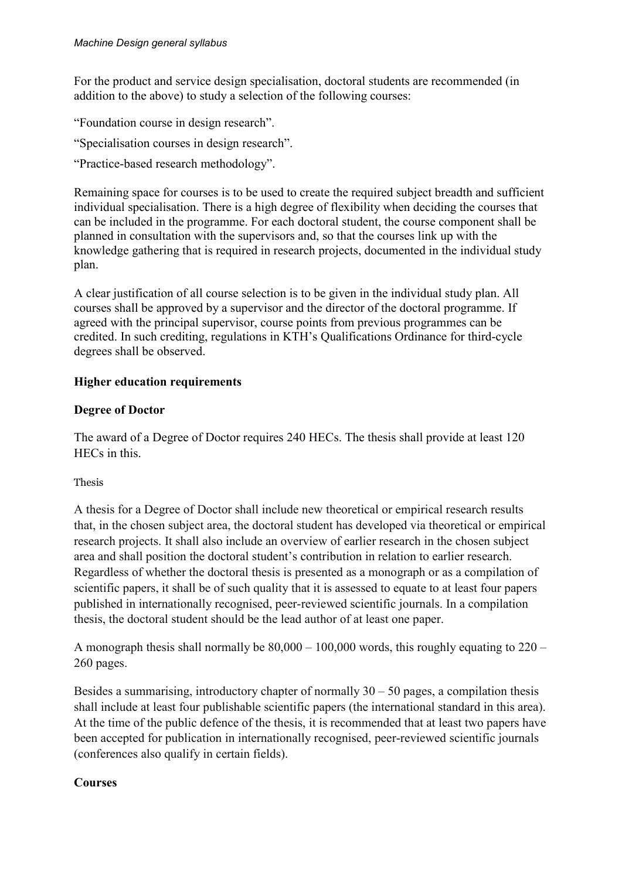For the product and service design specialisation, doctoral students are recommended (in addition to the above) to study a selection of the following courses:

"Foundation course in design research".

"Specialisation courses in design research".

"Practice-based research methodology".

Remaining space for courses is to be used to create the required subject breadth and sufficient individual specialisation. There is a high degree of flexibility when deciding the courses that can be included in the programme. For each doctoral student, the course component shall be planned in consultation with the supervisors and, so that the courses link up with the knowledge gathering that is required in research projects, documented in the individual study plan.

A clear justification of all course selection is to be given in the individual study plan. All courses shall be approved by a supervisor and the director of the doctoral programme. If agreed with the principal supervisor, course points from previous programmes can be credited. In such crediting, regulations in KTH's Qualifications Ordinance for third-cycle degrees shall be observed.

## Higher education requirements

### Degree of Doctor

The award of a Degree of Doctor requires 240 HECs. The thesis shall provide at least 120 HECs in this.

#### Thesis

A thesis for a Degree of Doctor shall include new theoretical or empirical research results that, in the chosen subject area, the doctoral student has developed via theoretical or empirical research projects. It shall also include an overview of earlier research in the chosen subject area and shall position the doctoral student's contribution in relation to earlier research. Regardless of whether the doctoral thesis is presented as a monograph or as a compilation of scientific papers, it shall be of such quality that it is assessed to equate to at least four papers published in internationally recognised, peer-reviewed scientific journals. In a compilation thesis, the doctoral student should be the lead author of at least one paper.

A monograph thesis shall normally be 80,000 – 100,000 words, this roughly equating to 220 – 260 pages.

Besides a summarising, introductory chapter of normally 30 – 50 pages, a compilation thesis shall include at least four publishable scientific papers (the international standard in this area). At the time of the public defence of the thesis, it is recommended that at least two papers have been accepted for publication in internationally recognised, peer-reviewed scientific journals (conferences also qualify in certain fields).

### Courses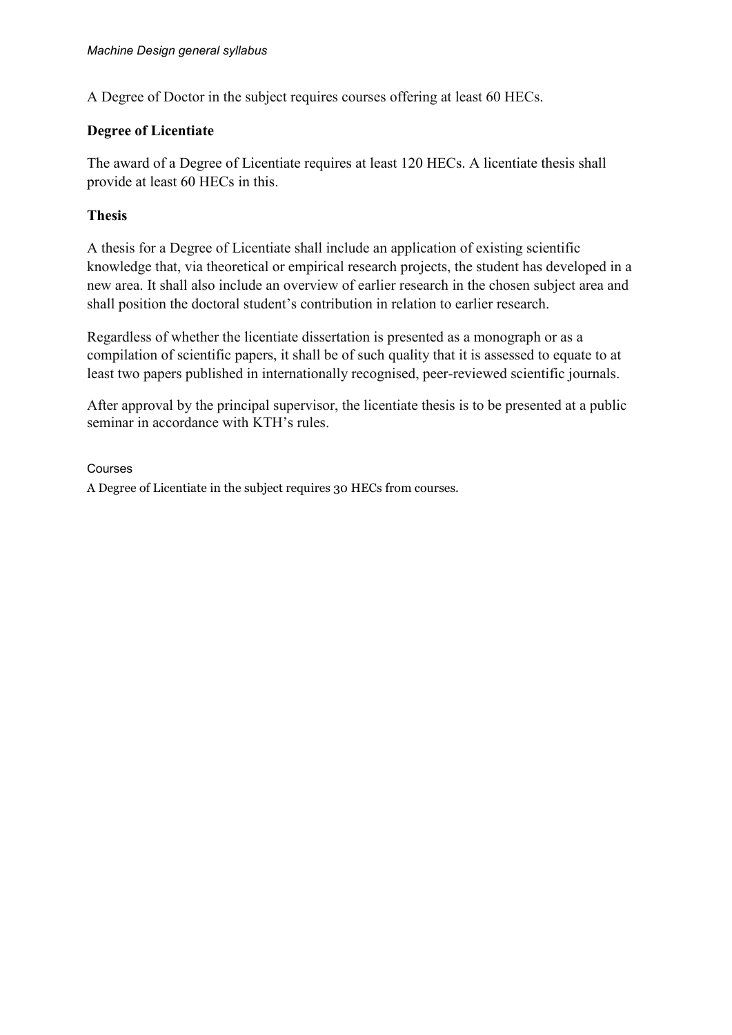A Degree of Doctor in the subject requires courses offering at least 60 HECs.

### Degree of Licentiate

The award of a Degree of Licentiate requires at least 120 HECs. A licentiate thesis shall provide at least 60 HECs in this.

### Thesis

A thesis for a Degree of Licentiate shall include an application of existing scientific knowledge that, via theoretical or empirical research projects, the student has developed in a new area. It shall also include an overview of earlier research in the chosen subject area and shall position the doctoral student's contribution in relation to earlier research.

Regardless of whether the licentiate dissertation is presented as a monograph or as a compilation of scientific papers, it shall be of such quality that it is assessed to equate to at least two papers published in internationally recognised, peer-reviewed scientific journals.

After approval by the principal supervisor, the licentiate thesis is to be presented at a public seminar in accordance with KTH's rules.

#### Courses

A Degree of Licentiate in the subject requires 30 HECs from courses.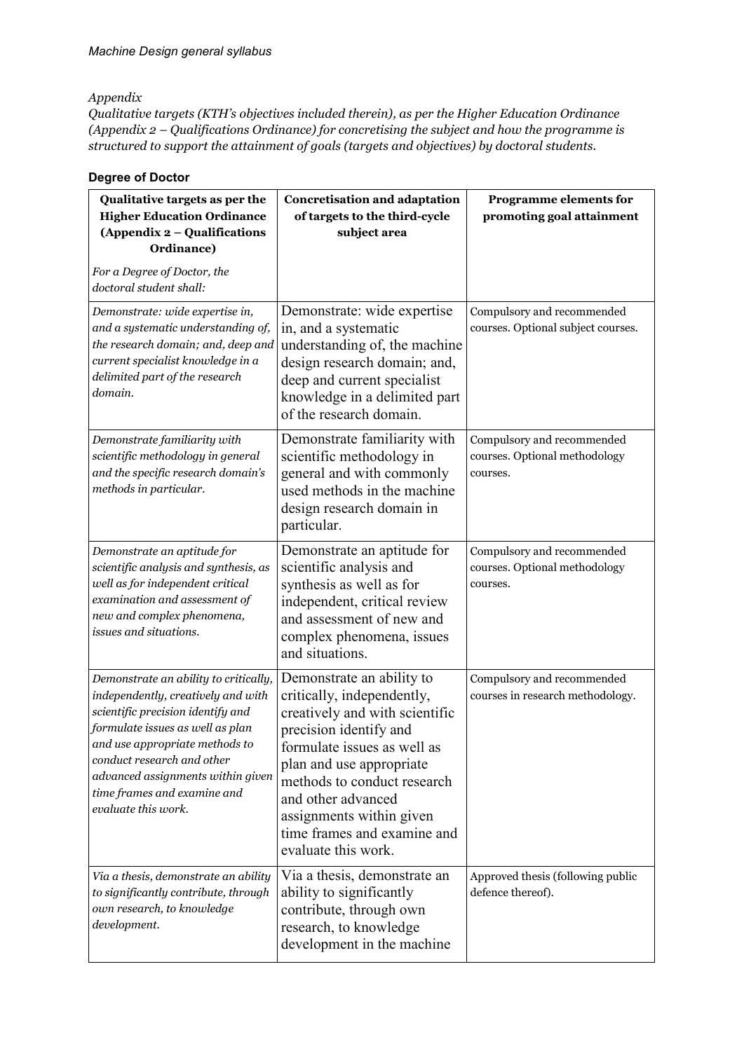*Appendix*

*Qualitative targets (KTH's objectives included therein), as per the Higher Education Ordinance (Appendix 2 – Qualifications Ordinance) for concretising the subject and how the programme is structured to support the attainment of goals (targets and objectives) by doctoral students.*

**Degree of Doctor**

| **Qualitative targets as per the Higher Education Ordinance (Appendix 2 – Qualifications Ordinance)** *For a Degree of Doctor, the doctoral student shall:* | **Concretisation and adaptation of targets to the third-cycle subject area** | **Programme elements for promoting goal attainment** |
| --- | --- | --- |
| *Demonstrate: wide expertise in, and a systematic understanding of, the research domain; and, deep and current specialist knowledge in a delimited part of the research domain.* | Demonstrate: wide expertise in, and a systematic understanding of, the machine design research domain; and, deep and current specialist knowledge in a delimited part of the research domain. | Compulsory and recommended courses. Optional subject courses. |
| *Demonstrate familiarity with scientific methodology in general and the specific research domain's methods in particular.* | Demonstrate familiarity with scientific methodology in general and with commonly used methods in the machine design research domain in particular. | Compulsory and recommended courses. Optional methodology courses. |
| *Demonstrate an aptitude for scientific analysis and synthesis, as well as for independent critical examination and assessment of new and complex phenomena, issues and situations.* | Demonstrate an aptitude for scientific analysis and synthesis as well as for independent, critical review and assessment of new and complex phenomena, issues and situations. | Compulsory and recommended courses. Optional methodology courses. |
| *Demonstrate an ability to critically, independently, creatively and with scientific precision identify and formulate issues as well as plan and use appropriate methods to conduct research and other advanced assignments within given time frames and examine and evaluate this work.* | Demonstrate an ability to critically, independently, creatively and with scientific precision identify and formulate issues as well as plan and use appropriate methods to conduct research and other advanced assignments within given time frames and examine and evaluate this work. | Compulsory and recommended courses in research methodology. |
| *Via a thesis, demonstrate an ability to significantly contribute, through own research, to knowledge development.* | Via a thesis, demonstrate an ability to significantly contribute, through own research, to knowledge development in the machine | Approved thesis (following public defence thereof). |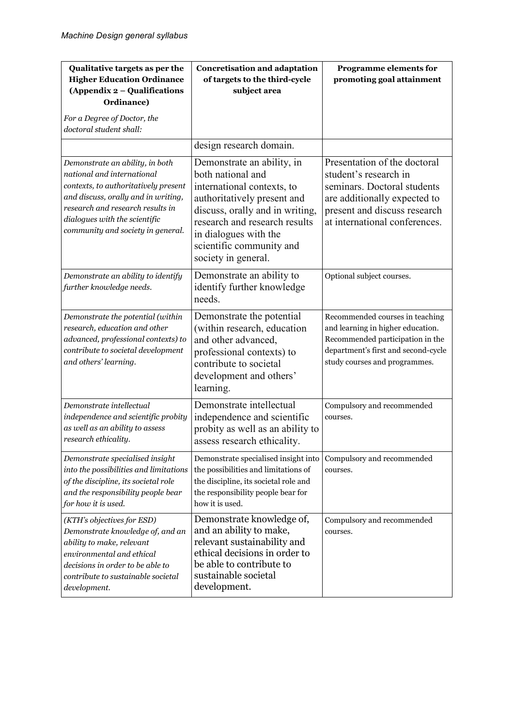| **Qualitative targets as per the Higher Education Ordinance (Appendix 2 – Qualifications Ordinance)** *For a Degree of Doctor, the doctoral student shall:* | **Concretisation and adaptation of targets to the third-cycle subject area** | **Programme elements for promoting goal attainment** |
|---|---|---|
| | design research domain. | |
| *Demonstrate an ability, in both national and international contexts, to authoritatively present and discuss, orally and in writing, research and research results in dialogues with the scientific community and society in general.* | Demonstrate an ability, in both national and international contexts, to authoritatively present and discuss, orally and in writing, research and research results in dialogues with the scientific community and society in general. | Presentation of the doctoral student's research in seminars. Doctoral students are additionally expected to present and discuss research at international conferences. |
| *Demonstrate an ability to identify further knowledge needs.* | Demonstrate an ability to identify further knowledge needs. | Optional subject courses. |
| *Demonstrate the potential (within research, education and other advanced, professional contexts) to contribute to societal development and others' learning.* | Demonstrate the potential (within research, education and other advanced, professional contexts) to contribute to societal development and others' learning. | Recommended courses in teaching and learning in higher education. Recommended participation in the department's first and second-cycle study courses and programmes. |
| *Demonstrate intellectual independence and scientific probity as well as an ability to assess research ethicality.* | Demonstrate intellectual independence and scientific probity as well as an ability to assess research ethicality. | Compulsory and recommended courses. |
| *Demonstrate specialised insight into the possibilities and limitations of the discipline, its societal role and the responsibility people bear for how it is used.* | Demonstrate specialised insight into the possibilities and limitations of the discipline, its societal role and the responsibility people bear for how it is used. | Compulsory and recommended courses. |
| *(KTH's objectives for ESD) Demonstrate knowledge of, and an ability to make, relevant environmental and ethical decisions in order to be able to contribute to sustainable societal development.* | Demonstrate knowledge of, and an ability to make, relevant sustainability and ethical decisions in order to be able to contribute to sustainable societal development. | Compulsory and recommended courses. |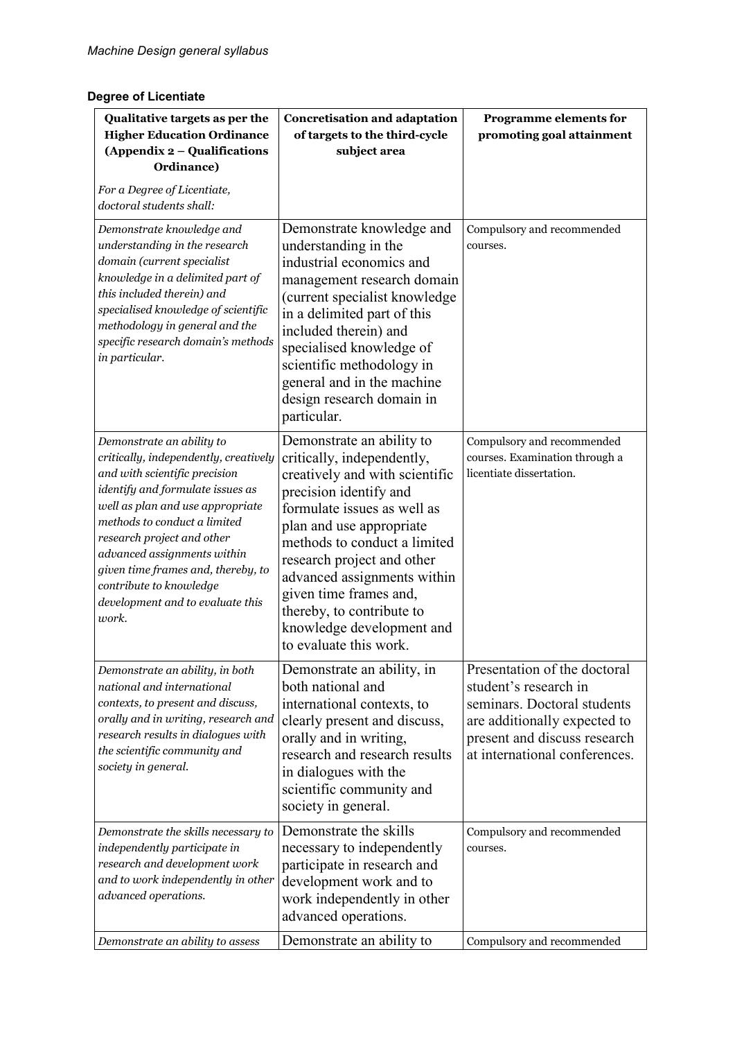**Degree of Licentiate**

| **Qualitative targets as per the Higher Education Ordinance (Appendix 2 – Qualifications Ordinance)**<br><br>*For a Degree of Licentiate, doctoral students shall:* | **Concretisation and adaptation of targets to the third-cycle subject area** | **Programme elements for promoting goal attainment** |
|---|---|---|
| *Demonstrate knowledge and understanding in the research domain (current specialist knowledge in a delimited part of this included therein) and specialised knowledge of scientific methodology in general and the specific research domain's methods in particular.* | Demonstrate knowledge and understanding in the industrial economics and management research domain (current specialist knowledge in a delimited part of this included therein) and specialised knowledge of scientific methodology in general and in the machine design research domain in particular. | Compulsory and recommended courses. |
| *Demonstrate an ability to critically, independently, creatively and with scientific precision identify and formulate issues as well as plan and use appropriate methods to conduct a limited research project and other advanced assignments within given time frames and, thereby, to contribute to knowledge development and to evaluate this work.* | Demonstrate an ability to critically, independently, creatively and with scientific precision identify and formulate issues as well as plan and use appropriate methods to conduct a limited research project and other advanced assignments within given time frames and, thereby, to contribute to knowledge development and to evaluate this work. | Compulsory and recommended courses. Examination through a licentiate dissertation. |
| *Demonstrate an ability, in both national and international contexts, to present and discuss, orally and in writing, research and research results in dialogues with the scientific community and society in general.* | Demonstrate an ability, in both national and international contexts, to clearly present and discuss, orally and in writing, research and research results in dialogues with the scientific community and society in general. | Presentation of the doctoral student's research in seminars. Doctoral students are additionally expected to present and discuss research at international conferences. |
| *Demonstrate the skills necessary to independently participate in research and development work and to work independently in other advanced operations.* | Demonstrate the skills necessary to independently participate in research and development work and to work independently in other advanced operations. | Compulsory and recommended courses. |
| *Demonstrate an ability to assess* | Demonstrate an ability to | Compulsory and recommended |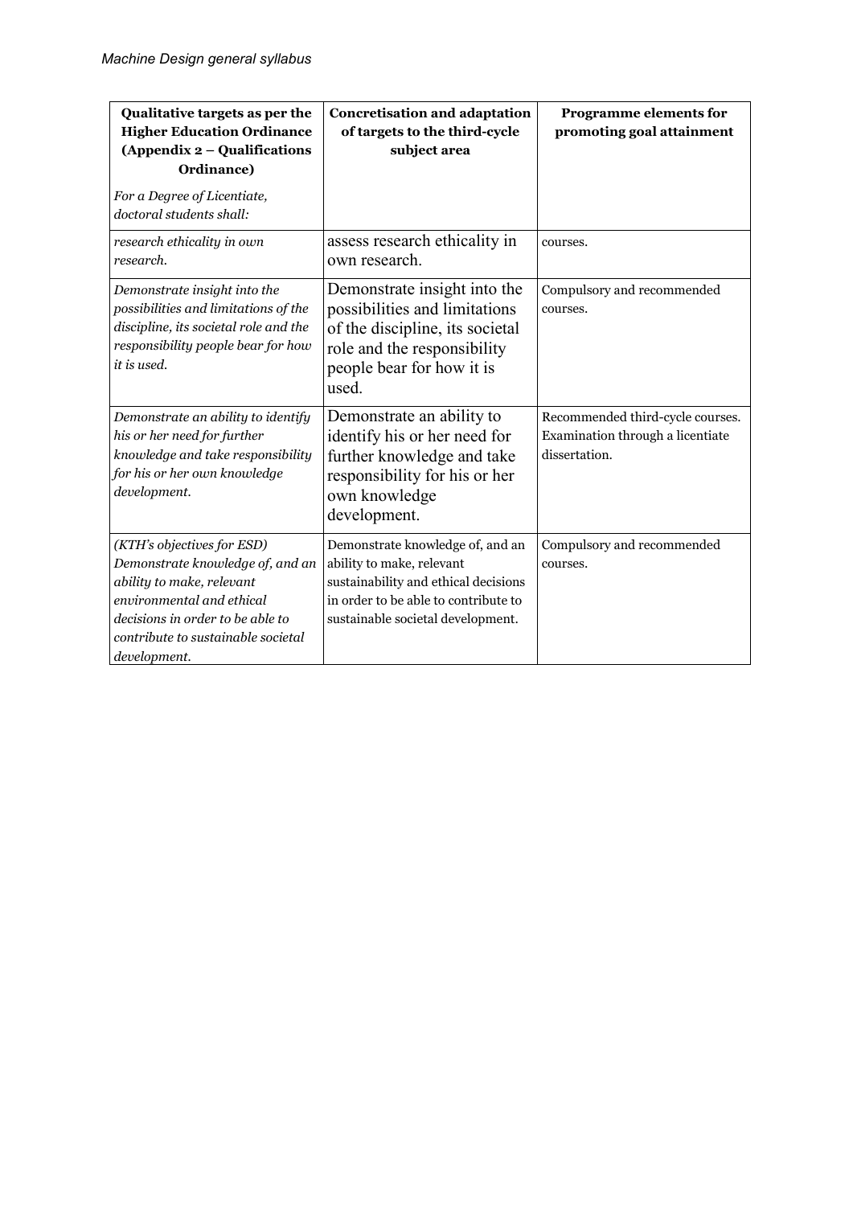| **Qualitative targets as per the Higher Education Ordinance (Appendix 2 – Qualifications Ordinance)**<br><br>*For a Degree of Licentiate, doctoral students shall:* | **Concretisation and adaptation of targets to the third-cycle subject area** | **Programme elements for promoting goal attainment** |
|---|---|---|
| *research ethicality in own research.* | assess research ethicality in own research. | courses. |
| *Demonstrate insight into the possibilities and limitations of the discipline, its societal role and the responsibility people bear for how it is used.* | Demonstrate insight into the possibilities and limitations of the discipline, its societal role and the responsibility people bear for how it is used. | Compulsory and recommended courses. |
| *Demonstrate an ability to identify his or her need for further knowledge and take responsibility for his or her own knowledge development.* | Demonstrate an ability to identify his or her need for further knowledge and take responsibility for his or her own knowledge development. | Recommended third-cycle courses. Examination through a licentiate dissertation. |
| *(KTH's objectives for ESD) Demonstrate knowledge of, and an ability to make, relevant environmental and ethical decisions in order to be able to contribute to sustainable societal development.* | Demonstrate knowledge of, and an ability to make, relevant sustainability and ethical decisions in order to be able to contribute to sustainable societal development. | Compulsory and recommended courses. |